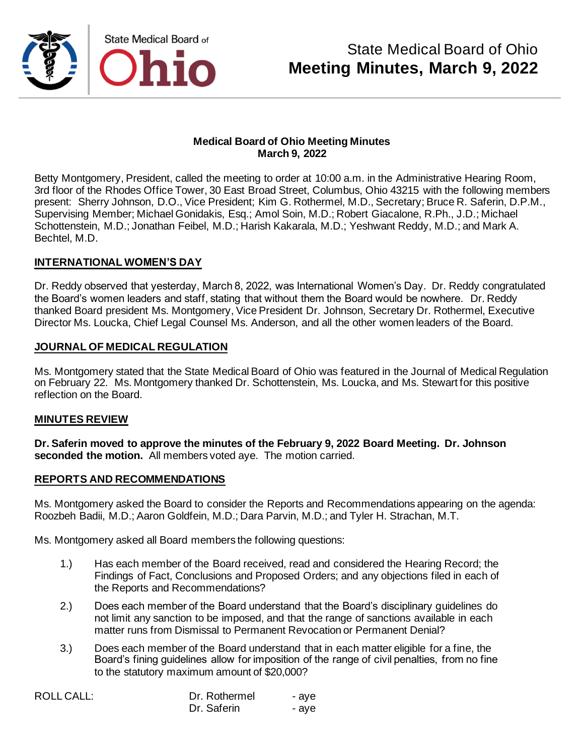# State Medical Board of Ohio
# Meeting Minutes, March 9, 2022

**Medical Board of Ohio Meeting Minutes**
**March 9, 2022**

Betty Montgomery, President, called the meeting to order at 10:00 a.m. in the Administrative Hearing Room, 3rd floor of the Rhodes Office Tower, 30 East Broad Street, Columbus, Ohio 43215 with the following members present: Sherry Johnson, D.O., Vice President; Kim G. Rothermel, M.D., Secretary; Bruce R. Saferin, D.P.M., Supervising Member; Michael Gonidakis, Esq.; Amol Soin, M.D.; Robert Giacalone, R.Ph., J.D.; Michael Schottenstein, M.D.; Jonathan Feibel, M.D.; Harish Kakarala, M.D.; Yeshwant Reddy, M.D.; and Mark A. Bechtel, M.D.

## INTERNATIONAL WOMEN'S DAY

Dr. Reddy observed that yesterday, March 8, 2022, was International Women's Day. Dr. Reddy congratulated the Board's women leaders and staff, stating that without them the Board would be nowhere. Dr. Reddy thanked Board president Ms. Montgomery, Vice President Dr. Johnson, Secretary Dr. Rothermel, Executive Director Ms. Loucka, Chief Legal Counsel Ms. Anderson, and all the other women leaders of the Board.

## JOURNAL OF MEDICAL REGULATION

Ms. Montgomery stated that the State Medical Board of Ohio was featured in the Journal of Medical Regulation on February 22. Ms. Montgomery thanked Dr. Schottenstein, Ms. Loucka, and Ms. Stewart for this positive reflection on the Board.

## MINUTES REVIEW

**Dr. Saferin moved to approve the minutes of the February 9, 2022 Board Meeting. Dr. Johnson seconded the motion.** All members voted aye. The motion carried.

## REPORTS AND RECOMMENDATIONS

Ms. Montgomery asked the Board to consider the Reports and Recommendations appearing on the agenda: Roozbeh Badii, M.D.; Aaron Goldfein, M.D.; Dara Parvin, M.D.; and Tyler H. Strachan, M.T.

Ms. Montgomery asked all Board members the following questions:

1.) Has each member of the Board received, read and considered the Hearing Record; the Findings of Fact, Conclusions and Proposed Orders; and any objections filed in each of the Reports and Recommendations?

2.) Does each member of the Board understand that the Board's disciplinary guidelines do not limit any sanction to be imposed, and that the range of sanctions available in each matter runs from Dismissal to Permanent Revocation or Permanent Denial?

3.) Does each member of the Board understand that in each matter eligible for a fine, the Board's fining guidelines allow for imposition of the range of civil penalties, from no fine to the statutory maximum amount of $20,000?

| ROLL CALL: | Dr. Rothermel | - aye |
|---|---|---|
| | Dr. Saferin | - aye |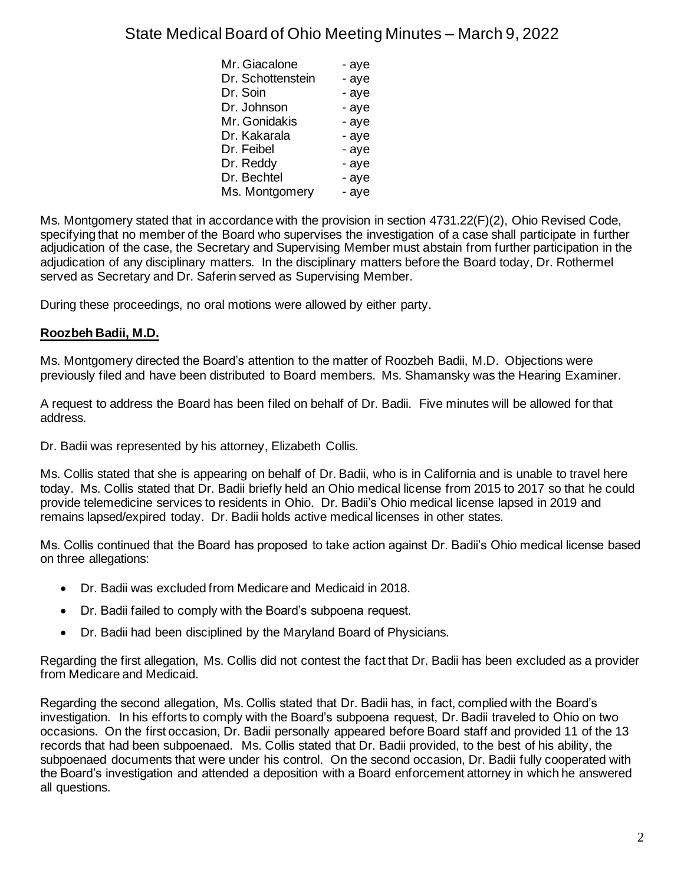| | |
|---|---|
| Mr. Giacalone | - aye |
| Dr. Schottenstein | - aye |
| Dr. Soin | - aye |
| Dr. Johnson | - aye |
| Mr. Gonidakis | - aye |
| Dr. Kakarala | - aye |
| Dr. Feibel | - aye |
| Dr. Reddy | - aye |
| Dr. Bechtel | - aye |
| Ms. Montgomery | - aye |

Ms. Montgomery stated that in accordance with the provision in section 4731.22(F)(2), Ohio Revised Code, specifying that no member of the Board who supervises the investigation of a case shall participate in further adjudication of the case, the Secretary and Supervising Member must abstain from further participation in the adjudication of any disciplinary matters. In the disciplinary matters before the Board today, Dr. Rothermel served as Secretary and Dr. Saferin served as Supervising Member.

During these proceedings, no oral motions were allowed by either party.

**Roozbeh Badii, M.D.**

Ms. Montgomery directed the Board's attention to the matter of Roozbeh Badii, M.D. Objections were previously filed and have been distributed to Board members. Ms. Shamansky was the Hearing Examiner.

A request to address the Board has been filed on behalf of Dr. Badii. Five minutes will be allowed for that address.

Dr. Badii was represented by his attorney, Elizabeth Collis.

Ms. Collis stated that she is appearing on behalf of Dr. Badii, who is in California and is unable to travel here today. Ms. Collis stated that Dr. Badii briefly held an Ohio medical license from 2015 to 2017 so that he could provide telemedicine services to residents in Ohio. Dr. Badii's Ohio medical license lapsed in 2019 and remains lapsed/expired today. Dr. Badii holds active medical licenses in other states.

Ms. Collis continued that the Board has proposed to take action against Dr. Badii's Ohio medical license based on three allegations:

- Dr. Badii was excluded from Medicare and Medicaid in 2018.
- Dr. Badii failed to comply with the Board's subpoena request.
- Dr. Badii had been disciplined by the Maryland Board of Physicians.

Regarding the first allegation, Ms. Collis did not contest the fact that Dr. Badii has been excluded as a provider from Medicare and Medicaid.

Regarding the second allegation, Ms. Collis stated that Dr. Badii has, in fact, complied with the Board's investigation. In his efforts to comply with the Board's subpoena request, Dr. Badii traveled to Ohio on two occasions. On the first occasion, Dr. Badii personally appeared before Board staff and provided 11 of the 13 records that had been subpoenaed. Ms. Collis stated that Dr. Badii provided, to the best of his ability, the subpoenaed documents that were under his control. On the second occasion, Dr. Badii fully cooperated with the Board's investigation and attended a deposition with a Board enforcement attorney in which he answered all questions.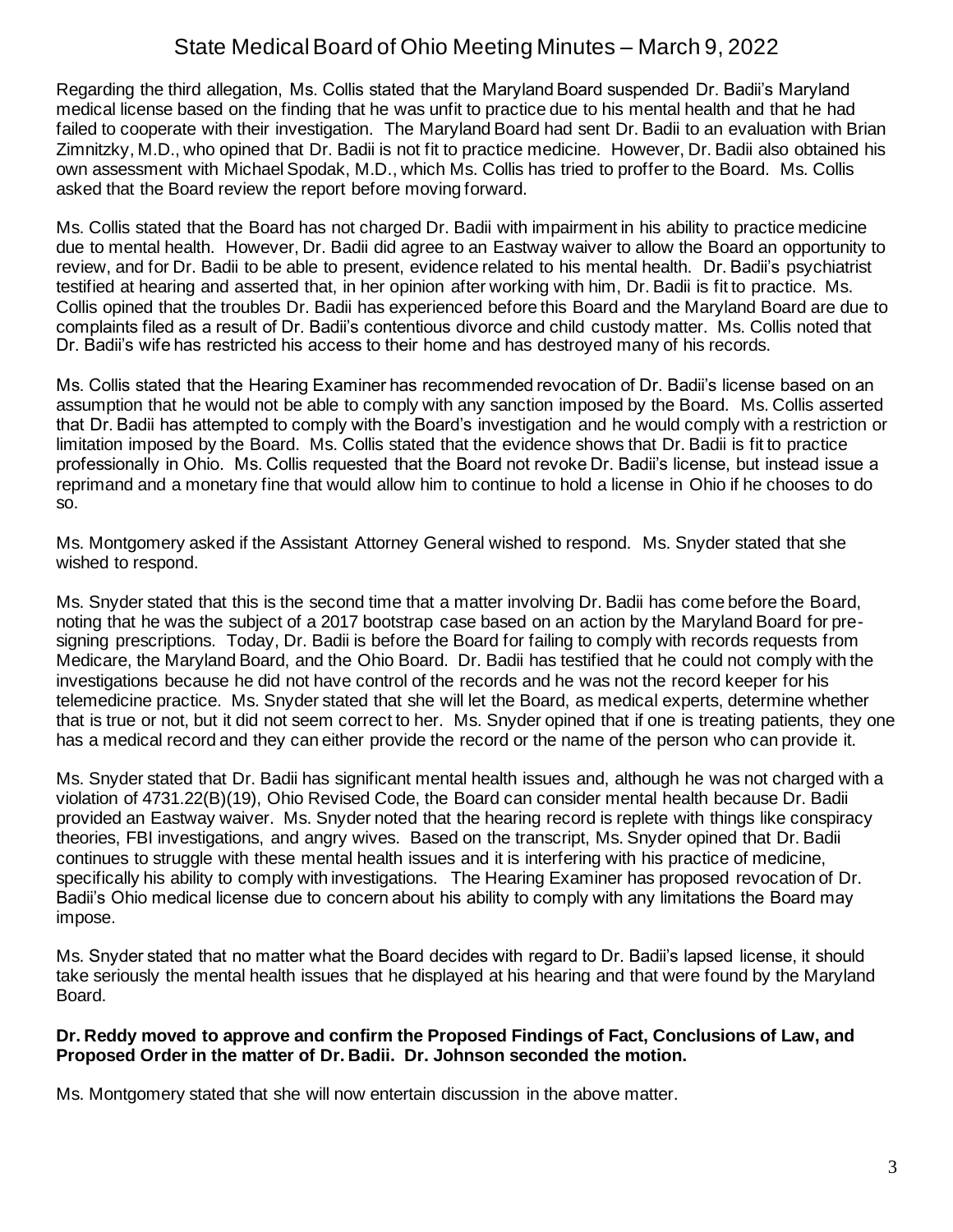Regarding the third allegation, Ms. Collis stated that the Maryland Board suspended Dr. Badii's Maryland medical license based on the finding that he was unfit to practice due to his mental health and that he had failed to cooperate with their investigation. The Maryland Board had sent Dr. Badii to an evaluation with Brian Zimnitzky, M.D., who opined that Dr. Badii is not fit to practice medicine. However, Dr. Badii also obtained his own assessment with Michael Spodak, M.D., which Ms. Collis has tried to proffer to the Board. Ms. Collis asked that the Board review the report before moving forward.

Ms. Collis stated that the Board has not charged Dr. Badii with impairment in his ability to practice medicine due to mental health. However, Dr. Badii did agree to an Eastway waiver to allow the Board an opportunity to review, and for Dr. Badii to be able to present, evidence related to his mental health. Dr. Badii's psychiatrist testified at hearing and asserted that, in her opinion after working with him, Dr. Badii is fit to practice. Ms. Collis opined that the troubles Dr. Badii has experienced before this Board and the Maryland Board are due to complaints filed as a result of Dr. Badii's contentious divorce and child custody matter. Ms. Collis noted that Dr. Badii's wife has restricted his access to their home and has destroyed many of his records.

Ms. Collis stated that the Hearing Examiner has recommended revocation of Dr. Badii's license based on an assumption that he would not be able to comply with any sanction imposed by the Board. Ms. Collis asserted that Dr. Badii has attempted to comply with the Board's investigation and he would comply with a restriction or limitation imposed by the Board. Ms. Collis stated that the evidence shows that Dr. Badii is fit to practice professionally in Ohio. Ms. Collis requested that the Board not revoke Dr. Badii's license, but instead issue a reprimand and a monetary fine that would allow him to continue to hold a license in Ohio if he chooses to do so.

Ms. Montgomery asked if the Assistant Attorney General wished to respond. Ms. Snyder stated that she wished to respond.

Ms. Snyder stated that this is the second time that a matter involving Dr. Badii has come before the Board, noting that he was the subject of a 2017 bootstrap case based on an action by the Maryland Board for pre-signing prescriptions. Today, Dr. Badii is before the Board for failing to comply with records requests from Medicare, the Maryland Board, and the Ohio Board. Dr. Badii has testified that he could not comply with the investigations because he did not have control of the records and he was not the record keeper for his telemedicine practice. Ms. Snyder stated that she will let the Board, as medical experts, determine whether that is true or not, but it did not seem correct to her. Ms. Snyder opined that if one is treating patients, they one has a medical record and they can either provide the record or the name of the person who can provide it.

Ms. Snyder stated that Dr. Badii has significant mental health issues and, although he was not charged with a violation of 4731.22(B)(19), Ohio Revised Code, the Board can consider mental health because Dr. Badii provided an Eastway waiver. Ms. Snyder noted that the hearing record is replete with things like conspiracy theories, FBI investigations, and angry wives. Based on the transcript, Ms. Snyder opined that Dr. Badii continues to struggle with these mental health issues and it is interfering with his practice of medicine, specifically his ability to comply with investigations. The Hearing Examiner has proposed revocation of Dr. Badii's Ohio medical license due to concern about his ability to comply with any limitations the Board may impose.

Ms. Snyder stated that no matter what the Board decides with regard to Dr. Badii's lapsed license, it should take seriously the mental health issues that he displayed at his hearing and that were found by the Maryland Board.

**Dr. Reddy moved to approve and confirm the Proposed Findings of Fact, Conclusions of Law, and Proposed Order in the matter of Dr. Badii. Dr. Johnson seconded the motion.**

Ms. Montgomery stated that she will now entertain discussion in the above matter.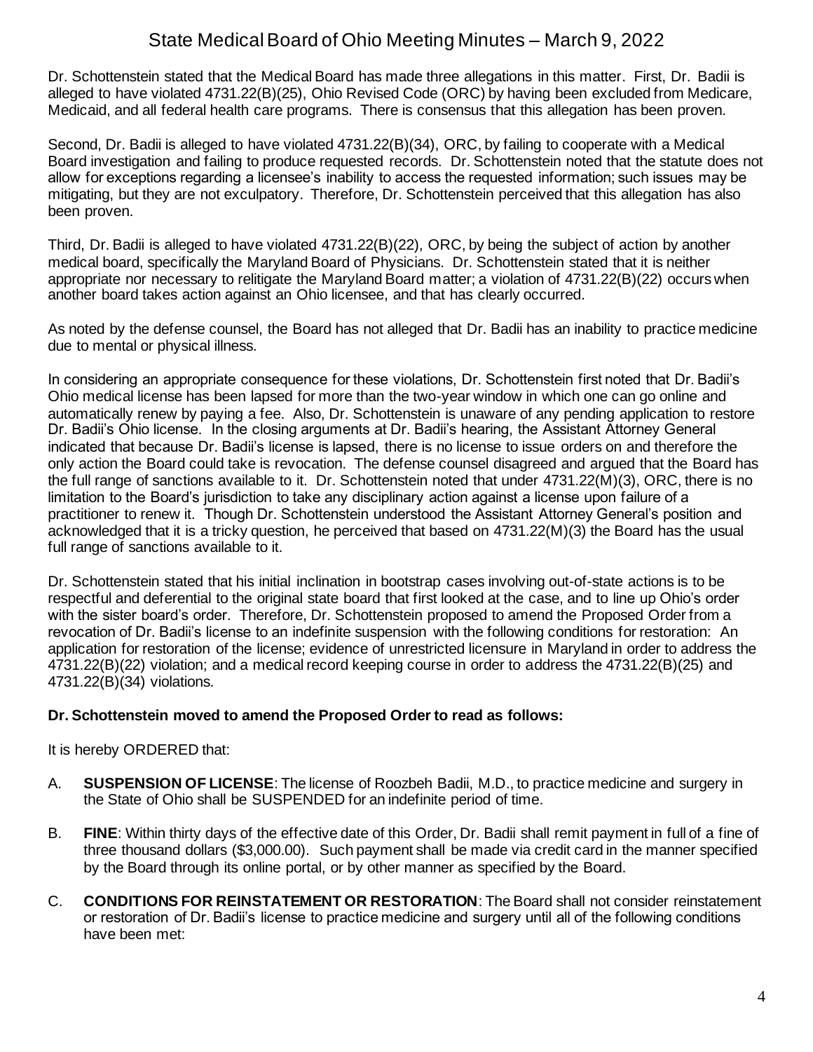Dr. Schottenstein stated that the Medical Board has made three allegations in this matter. First, Dr. Badii is alleged to have violated 4731.22(B)(25), Ohio Revised Code (ORC) by having been excluded from Medicare, Medicaid, and all federal health care programs. There is consensus that this allegation has been proven.

Second, Dr. Badii is alleged to have violated 4731.22(B)(34), ORC, by failing to cooperate with a Medical Board investigation and failing to produce requested records. Dr. Schottenstein noted that the statute does not allow for exceptions regarding a licensee's inability to access the requested information; such issues may be mitigating, but they are not exculpatory. Therefore, Dr. Schottenstein perceived that this allegation has also been proven.

Third, Dr. Badii is alleged to have violated 4731.22(B)(22), ORC, by being the subject of action by another medical board, specifically the Maryland Board of Physicians. Dr. Schottenstein stated that it is neither appropriate nor necessary to relitigate the Maryland Board matter; a violation of 4731.22(B)(22) occurs when another board takes action against an Ohio licensee, and that has clearly occurred.

As noted by the defense counsel, the Board has not alleged that Dr. Badii has an inability to practice medicine due to mental or physical illness.

In considering an appropriate consequence for these violations, Dr. Schottenstein first noted that Dr. Badii's Ohio medical license has been lapsed for more than the two-year window in which one can go online and automatically renew by paying a fee. Also, Dr. Schottenstein is unaware of any pending application to restore Dr. Badii's Ohio license. In the closing arguments at Dr. Badii's hearing, the Assistant Attorney General indicated that because Dr. Badii's license is lapsed, there is no license to issue orders on and therefore the only action the Board could take is revocation. The defense counsel disagreed and argued that the Board has the full range of sanctions available to it. Dr. Schottenstein noted that under 4731.22(M)(3), ORC, there is no limitation to the Board's jurisdiction to take any disciplinary action against a license upon failure of a practitioner to renew it. Though Dr. Schottenstein understood the Assistant Attorney General's position and acknowledged that it is a tricky question, he perceived that based on 4731.22(M)(3) the Board has the usual full range of sanctions available to it.

Dr. Schottenstein stated that his initial inclination in bootstrap cases involving out-of-state actions is to be respectful and deferential to the original state board that first looked at the case, and to line up Ohio's order with the sister board's order. Therefore, Dr. Schottenstein proposed to amend the Proposed Order from a revocation of Dr. Badii's license to an indefinite suspension with the following conditions for restoration: An application for restoration of the license; evidence of unrestricted licensure in Maryland in order to address the 4731.22(B)(22) violation; and a medical record keeping course in order to address the 4731.22(B)(25) and 4731.22(B)(34) violations.

**Dr. Schottenstein moved to amend the Proposed Order to read as follows:**

It is hereby ORDERED that:

A. **SUSPENSION OF LICENSE**: The license of Roozbeh Badii, M.D., to practice medicine and surgery in the State of Ohio shall be SUSPENDED for an indefinite period of time.

B. **FINE**: Within thirty days of the effective date of this Order, Dr. Badii shall remit payment in full of a fine of three thousand dollars ($3,000.00). Such payment shall be made via credit card in the manner specified by the Board through its online portal, or by other manner as specified by the Board.

C. **CONDITIONS FOR REINSTATEMENT OR RESTORATION**: The Board shall not consider reinstatement or restoration of Dr. Badii's license to practice medicine and surgery until all of the following conditions have been met: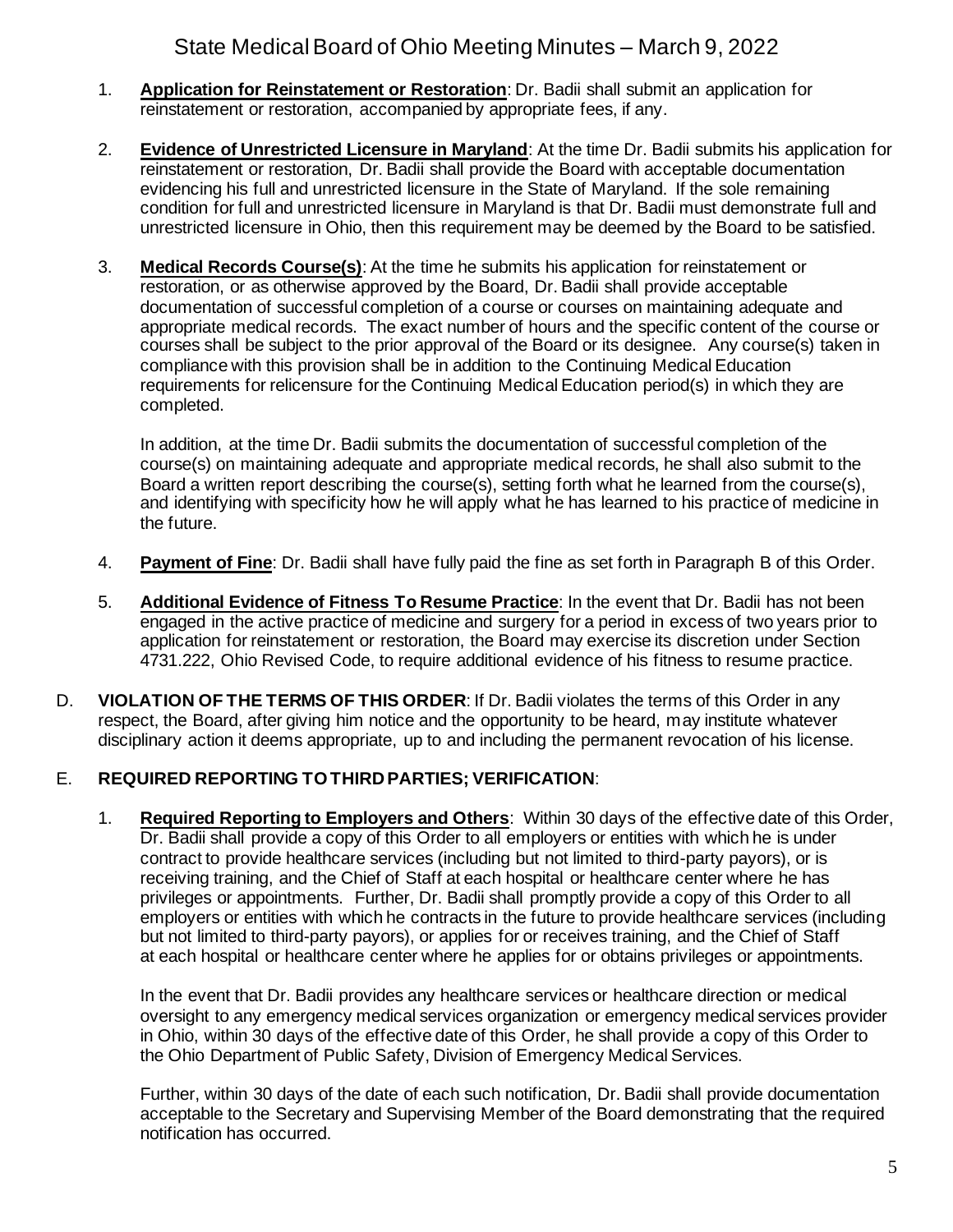1. **Application for Reinstatement or Restoration**: Dr. Badii shall submit an application for reinstatement or restoration, accompanied by appropriate fees, if any.

2. **Evidence of Unrestricted Licensure in Maryland**: At the time Dr. Badii submits his application for reinstatement or restoration, Dr. Badii shall provide the Board with acceptable documentation evidencing his full and unrestricted licensure in the State of Maryland. If the sole remaining condition for full and unrestricted licensure in Maryland is that Dr. Badii must demonstrate full and unrestricted licensure in Ohio, then this requirement may be deemed by the Board to be satisfied.

3. **Medical Records Course(s)**: At the time he submits his application for reinstatement or restoration, or as otherwise approved by the Board, Dr. Badii shall provide acceptable documentation of successful completion of a course or courses on maintaining adequate and appropriate medical records. The exact number of hours and the specific content of the course or courses shall be subject to the prior approval of the Board or its designee. Any course(s) taken in compliance with this provision shall be in addition to the Continuing Medical Education requirements for relicensure for the Continuing Medical Education period(s) in which they are completed.

   In addition, at the time Dr. Badii submits the documentation of successful completion of the course(s) on maintaining adequate and appropriate medical records, he shall also submit to the Board a written report describing the course(s), setting forth what he learned from the course(s), and identifying with specificity how he will apply what he has learned to his practice of medicine in the future.

4. **Payment of Fine**: Dr. Badii shall have fully paid the fine as set forth in Paragraph B of this Order.

5. **Additional Evidence of Fitness To Resume Practice**: In the event that Dr. Badii has not been engaged in the active practice of medicine and surgery for a period in excess of two years prior to application for reinstatement or restoration, the Board may exercise its discretion under Section 4731.222, Ohio Revised Code, to require additional evidence of his fitness to resume practice.

D. **VIOLATION OF THE TERMS OF THIS ORDER**: If Dr. Badii violates the terms of this Order in any respect, the Board, after giving him notice and the opportunity to be heard, may institute whatever disciplinary action it deems appropriate, up to and including the permanent revocation of his license.

E. **REQUIRED REPORTING TO THIRD PARTIES; VERIFICATION**:

1. **Required Reporting to Employers and Others**: Within 30 days of the effective date of this Order, Dr. Badii shall provide a copy of this Order to all employers or entities with which he is under contract to provide healthcare services (including but not limited to third-party payors), or is receiving training, and the Chief of Staff at each hospital or healthcare center where he has privileges or appointments. Further, Dr. Badii shall promptly provide a copy of this Order to all employers or entities with which he contracts in the future to provide healthcare services (including but not limited to third-party payors), or applies for or receives training, and the Chief of Staff at each hospital or healthcare center where he applies for or obtains privileges or appointments.

   In the event that Dr. Badii provides any healthcare services or healthcare direction or medical oversight to any emergency medical services organization or emergency medical services provider in Ohio, within 30 days of the effective date of this Order, he shall provide a copy of this Order to the Ohio Department of Public Safety, Division of Emergency Medical Services.

   Further, within 30 days of the date of each such notification, Dr. Badii shall provide documentation acceptable to the Secretary and Supervising Member of the Board demonstrating that the required notification has occurred.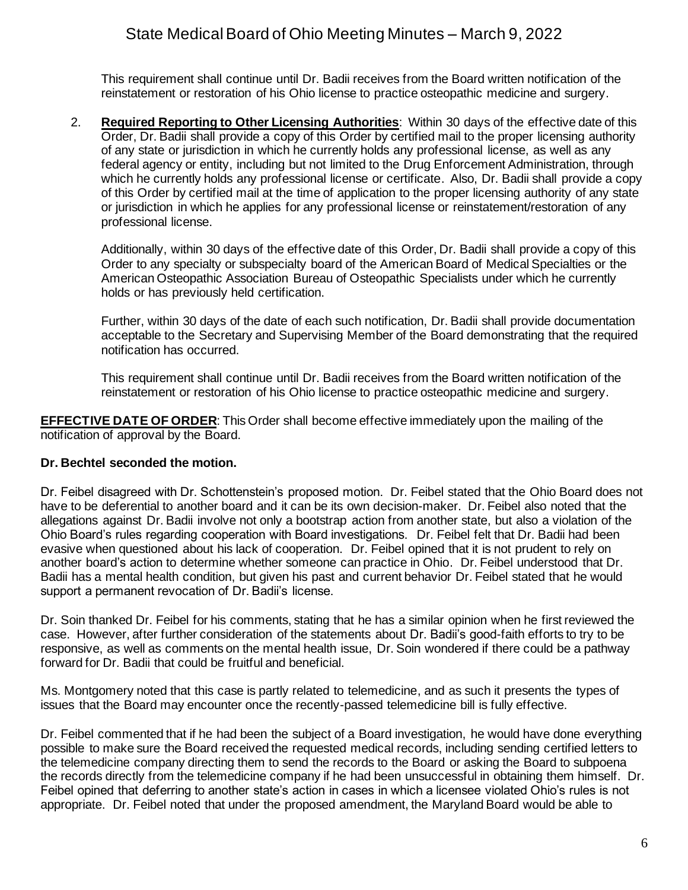This requirement shall continue until Dr. Badii receives from the Board written notification of the reinstatement or restoration of his Ohio license to practice osteopathic medicine and surgery.

2. **Required Reporting to Other Licensing Authorities**: Within 30 days of the effective date of this Order, Dr. Badii shall provide a copy of this Order by certified mail to the proper licensing authority of any state or jurisdiction in which he currently holds any professional license, as well as any federal agency or entity, including but not limited to the Drug Enforcement Administration, through which he currently holds any professional license or certificate. Also, Dr. Badii shall provide a copy of this Order by certified mail at the time of application to the proper licensing authority of any state or jurisdiction in which he applies for any professional license or reinstatement/restoration of any professional license.

   Additionally, within 30 days of the effective date of this Order, Dr. Badii shall provide a copy of this Order to any specialty or subspecialty board of the American Board of Medical Specialties or the American Osteopathic Association Bureau of Osteopathic Specialists under which he currently holds or has previously held certification.

   Further, within 30 days of the date of each such notification, Dr. Badii shall provide documentation acceptable to the Secretary and Supervising Member of the Board demonstrating that the required notification has occurred.

   This requirement shall continue until Dr. Badii receives from the Board written notification of the reinstatement or restoration of his Ohio license to practice osteopathic medicine and surgery.

**EFFECTIVE DATE OF ORDER**: This Order shall become effective immediately upon the mailing of the notification of approval by the Board.

**Dr. Bechtel seconded the motion.**

Dr. Feibel disagreed with Dr. Schottenstein's proposed motion. Dr. Feibel stated that the Ohio Board does not have to be deferential to another board and it can be its own decision-maker. Dr. Feibel also noted that the allegations against Dr. Badii involve not only a bootstrap action from another state, but also a violation of the Ohio Board's rules regarding cooperation with Board investigations. Dr. Feibel felt that Dr. Badii had been evasive when questioned about his lack of cooperation. Dr. Feibel opined that it is not prudent to rely on another board's action to determine whether someone can practice in Ohio. Dr. Feibel understood that Dr. Badii has a mental health condition, but given his past and current behavior Dr. Feibel stated that he would support a permanent revocation of Dr. Badii's license.

Dr. Soin thanked Dr. Feibel for his comments, stating that he has a similar opinion when he first reviewed the case. However, after further consideration of the statements about Dr. Badii's good-faith efforts to try to be responsive, as well as comments on the mental health issue, Dr. Soin wondered if there could be a pathway forward for Dr. Badii that could be fruitful and beneficial.

Ms. Montgomery noted that this case is partly related to telemedicine, and as such it presents the types of issues that the Board may encounter once the recently-passed telemedicine bill is fully effective.

Dr. Feibel commented that if he had been the subject of a Board investigation, he would have done everything possible to make sure the Board received the requested medical records, including sending certified letters to the telemedicine company directing them to send the records to the Board or asking the Board to subpoena the records directly from the telemedicine company if he had been unsuccessful in obtaining them himself. Dr. Feibel opined that deferring to another state's action in cases in which a licensee violated Ohio's rules is not appropriate. Dr. Feibel noted that under the proposed amendment, the Maryland Board would be able to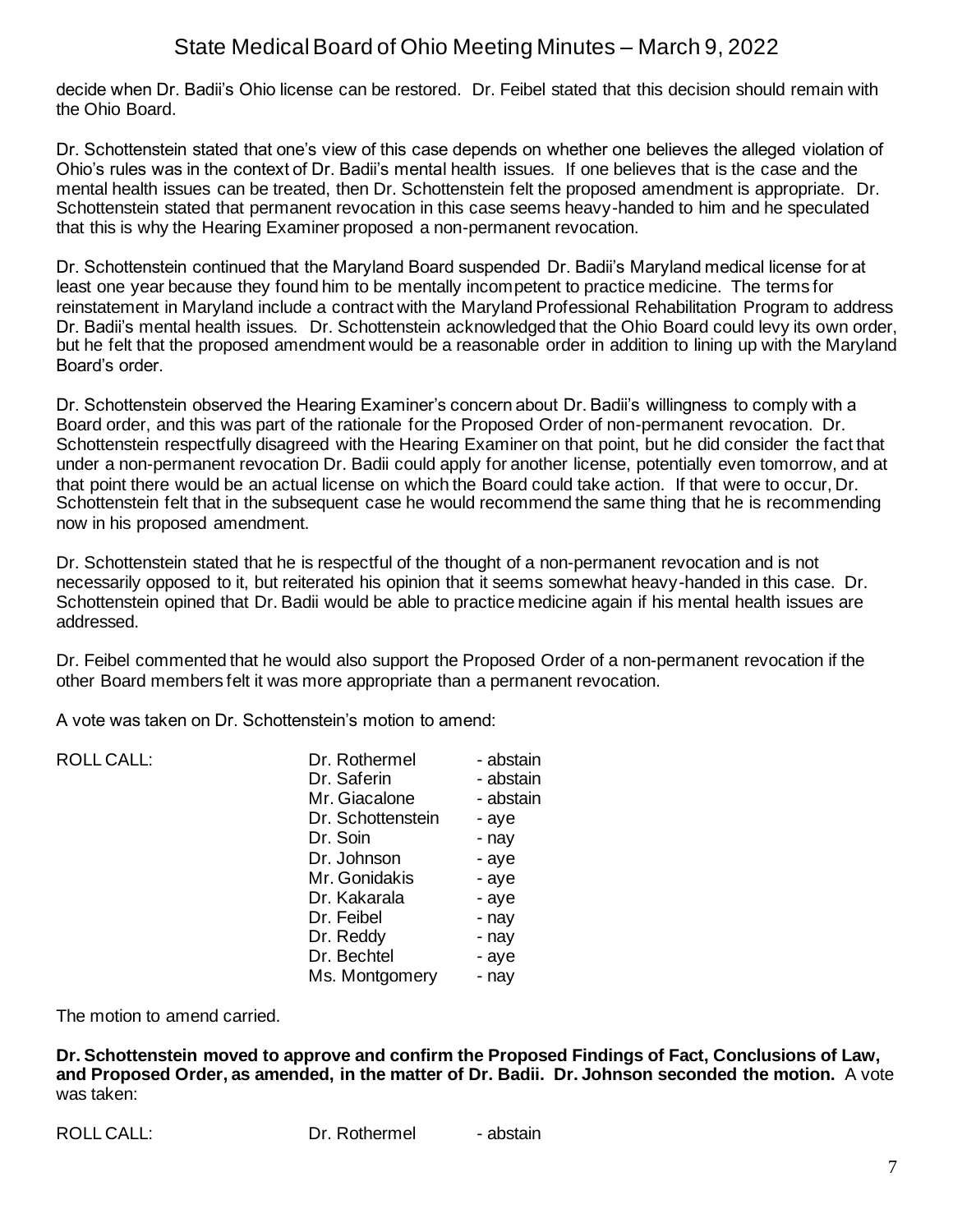decide when Dr. Badii's Ohio license can be restored. Dr. Feibel stated that this decision should remain with the Ohio Board.

Dr. Schottenstein stated that one's view of this case depends on whether one believes the alleged violation of Ohio's rules was in the context of Dr. Badii's mental health issues. If one believes that is the case and the mental health issues can be treated, then Dr. Schottenstein felt the proposed amendment is appropriate. Dr. Schottenstein stated that permanent revocation in this case seems heavy-handed to him and he speculated that this is why the Hearing Examiner proposed a non-permanent revocation.

Dr. Schottenstein continued that the Maryland Board suspended Dr. Badii's Maryland medical license for at least one year because they found him to be mentally incompetent to practice medicine. The terms for reinstatement in Maryland include a contract with the Maryland Professional Rehabilitation Program to address Dr. Badii's mental health issues. Dr. Schottenstein acknowledged that the Ohio Board could levy its own order, but he felt that the proposed amendment would be a reasonable order in addition to lining up with the Maryland Board's order.

Dr. Schottenstein observed the Hearing Examiner's concern about Dr. Badii's willingness to comply with a Board order, and this was part of the rationale for the Proposed Order of non-permanent revocation. Dr. Schottenstein respectfully disagreed with the Hearing Examiner on that point, but he did consider the fact that under a non-permanent revocation Dr. Badii could apply for another license, potentially even tomorrow, and at that point there would be an actual license on which the Board could take action. If that were to occur, Dr. Schottenstein felt that in the subsequent case he would recommend the same thing that he is recommending now in his proposed amendment.

Dr. Schottenstein stated that he is respectful of the thought of a non-permanent revocation and is not necessarily opposed to it, but reiterated his opinion that it seems somewhat heavy-handed in this case. Dr. Schottenstein opined that Dr. Badii would be able to practice medicine again if his mental health issues are addressed.

Dr. Feibel commented that he would also support the Proposed Order of a non-permanent revocation if the other Board members felt it was more appropriate than a permanent revocation.

A vote was taken on Dr. Schottenstein's motion to amend:

| ROLL CALL: | Dr. Rothermel | - abstain |
|---|---|---|
| | Dr. Saferin | - abstain |
| | Mr. Giacalone | - abstain |
| | Dr. Schottenstein | - aye |
| | Dr. Soin | - nay |
| | Dr. Johnson | - aye |
| | Mr. Gonidakis | - aye |
| | Dr. Kakarala | - aye |
| | Dr. Feibel | - nay |
| | Dr. Reddy | - nay |
| | Dr. Bechtel | - aye |
| | Ms. Montgomery | - nay |

The motion to amend carried.

**Dr. Schottenstein moved to approve and confirm the Proposed Findings of Fact, Conclusions of Law, and Proposed Order, as amended, in the matter of Dr. Badii. Dr. Johnson seconded the motion.** A vote was taken:

| ROLL CALL: | Dr. Rothermel | - abstain |
|---|---|---|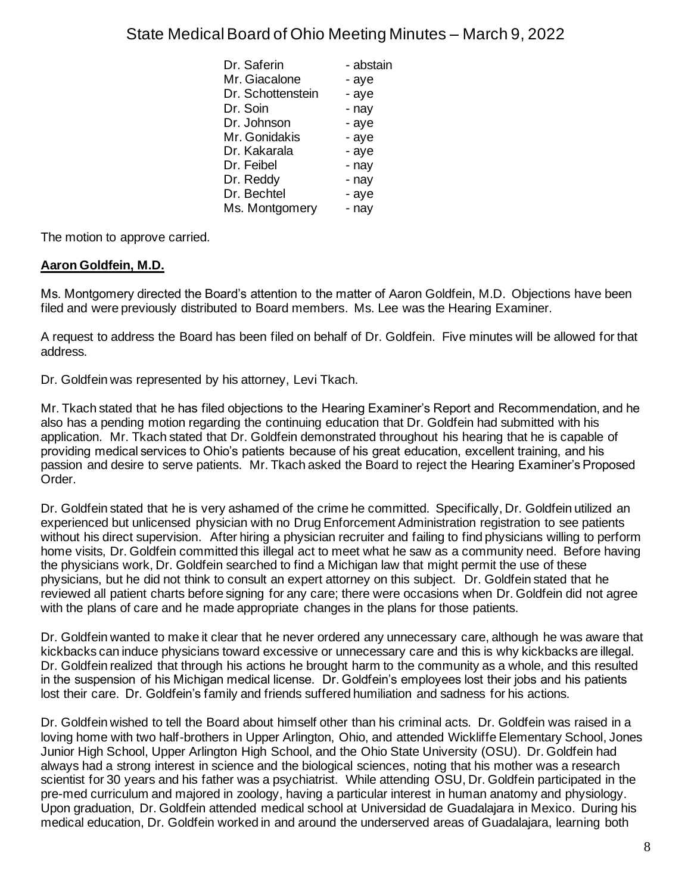| | |
|---|---|
| Dr. Saferin | - abstain |
| Mr. Giacalone | - aye |
| Dr. Schottenstein | - aye |
| Dr. Soin | - nay |
| Dr. Johnson | - aye |
| Mr. Gonidakis | - aye |
| Dr. Kakarala | - aye |
| Dr. Feibel | - nay |
| Dr. Reddy | - nay |
| Dr. Bechtel | - aye |
| Ms. Montgomery | - nay |

The motion to approve carried.

**Aaron Goldfein, M.D.**

Ms. Montgomery directed the Board's attention to the matter of Aaron Goldfein, M.D. Objections have been filed and were previously distributed to Board members. Ms. Lee was the Hearing Examiner.

A request to address the Board has been filed on behalf of Dr. Goldfein. Five minutes will be allowed for that address.

Dr. Goldfein was represented by his attorney, Levi Tkach.

Mr. Tkach stated that he has filed objections to the Hearing Examiner's Report and Recommendation, and he also has a pending motion regarding the continuing education that Dr. Goldfein had submitted with his application. Mr. Tkach stated that Dr. Goldfein demonstrated throughout his hearing that he is capable of providing medical services to Ohio's patients because of his great education, excellent training, and his passion and desire to serve patients. Mr. Tkach asked the Board to reject the Hearing Examiner's Proposed Order.

Dr. Goldfein stated that he is very ashamed of the crime he committed. Specifically, Dr. Goldfein utilized an experienced but unlicensed physician with no Drug Enforcement Administration registration to see patients without his direct supervision. After hiring a physician recruiter and failing to find physicians willing to perform home visits, Dr. Goldfein committed this illegal act to meet what he saw as a community need. Before having the physicians work, Dr. Goldfein searched to find a Michigan law that might permit the use of these physicians, but he did not think to consult an expert attorney on this subject. Dr. Goldfein stated that he reviewed all patient charts before signing for any care; there were occasions when Dr. Goldfein did not agree with the plans of care and he made appropriate changes in the plans for those patients.

Dr. Goldfein wanted to make it clear that he never ordered any unnecessary care, although he was aware that kickbacks can induce physicians toward excessive or unnecessary care and this is why kickbacks are illegal. Dr. Goldfein realized that through his actions he brought harm to the community as a whole, and this resulted in the suspension of his Michigan medical license. Dr. Goldfein's employees lost their jobs and his patients lost their care. Dr. Goldfein's family and friends suffered humiliation and sadness for his actions.

Dr. Goldfein wished to tell the Board about himself other than his criminal acts. Dr. Goldfein was raised in a loving home with two half-brothers in Upper Arlington, Ohio, and attended Wickliffe Elementary School, Jones Junior High School, Upper Arlington High School, and the Ohio State University (OSU). Dr. Goldfein had always had a strong interest in science and the biological sciences, noting that his mother was a research scientist for 30 years and his father was a psychiatrist. While attending OSU, Dr. Goldfein participated in the pre-med curriculum and majored in zoology, having a particular interest in human anatomy and physiology. Upon graduation, Dr. Goldfein attended medical school at Universidad de Guadalajara in Mexico. During his medical education, Dr. Goldfein worked in and around the underserved areas of Guadalajara, learning both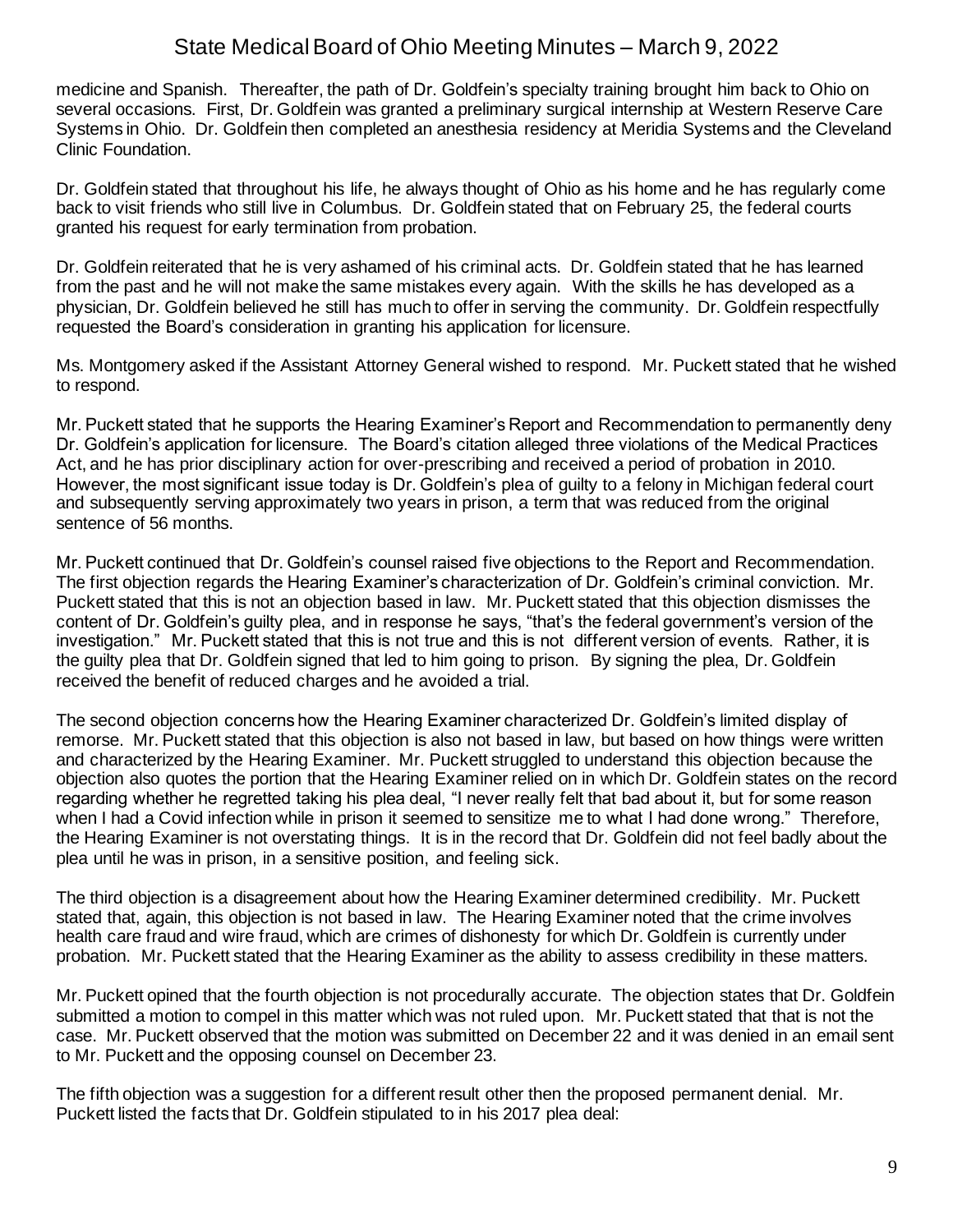medicine and Spanish. Thereafter, the path of Dr. Goldfein's specialty training brought him back to Ohio on several occasions. First, Dr. Goldfein was granted a preliminary surgical internship at Western Reserve Care Systems in Ohio. Dr. Goldfein then completed an anesthesia residency at Meridia Systems and the Cleveland Clinic Foundation.

Dr. Goldfein stated that throughout his life, he always thought of Ohio as his home and he has regularly come back to visit friends who still live in Columbus. Dr. Goldfein stated that on February 25, the federal courts granted his request for early termination from probation.

Dr. Goldfein reiterated that he is very ashamed of his criminal acts. Dr. Goldfein stated that he has learned from the past and he will not make the same mistakes every again. With the skills he has developed as a physician, Dr. Goldfein believed he still has much to offer in serving the community. Dr. Goldfein respectfully requested the Board's consideration in granting his application for licensure.

Ms. Montgomery asked if the Assistant Attorney General wished to respond. Mr. Puckett stated that he wished to respond.

Mr. Puckett stated that he supports the Hearing Examiner's Report and Recommendation to permanently deny Dr. Goldfein's application for licensure. The Board's citation alleged three violations of the Medical Practices Act, and he has prior disciplinary action for over-prescribing and received a period of probation in 2010. However, the most significant issue today is Dr. Goldfein's plea of guilty to a felony in Michigan federal court and subsequently serving approximately two years in prison, a term that was reduced from the original sentence of 56 months.

Mr. Puckett continued that Dr. Goldfein's counsel raised five objections to the Report and Recommendation. The first objection regards the Hearing Examiner's characterization of Dr. Goldfein's criminal conviction. Mr. Puckett stated that this is not an objection based in law. Mr. Puckett stated that this objection dismisses the content of Dr. Goldfein's guilty plea, and in response he says, "that's the federal government's version of the investigation." Mr. Puckett stated that this is not true and this is not different version of events. Rather, it is the guilty plea that Dr. Goldfein signed that led to him going to prison. By signing the plea, Dr. Goldfein received the benefit of reduced charges and he avoided a trial.

The second objection concerns how the Hearing Examiner characterized Dr. Goldfein's limited display of remorse. Mr. Puckett stated that this objection is also not based in law, but based on how things were written and characterized by the Hearing Examiner. Mr. Puckett struggled to understand this objection because the objection also quotes the portion that the Hearing Examiner relied on in which Dr. Goldfein states on the record regarding whether he regretted taking his plea deal, "I never really felt that bad about it, but for some reason when I had a Covid infection while in prison it seemed to sensitize me to what I had done wrong." Therefore, the Hearing Examiner is not overstating things. It is in the record that Dr. Goldfein did not feel badly about the plea until he was in prison, in a sensitive position, and feeling sick.

The third objection is a disagreement about how the Hearing Examiner determined credibility. Mr. Puckett stated that, again, this objection is not based in law. The Hearing Examiner noted that the crime involves health care fraud and wire fraud, which are crimes of dishonesty for which Dr. Goldfein is currently under probation. Mr. Puckett stated that the Hearing Examiner as the ability to assess credibility in these matters.

Mr. Puckett opined that the fourth objection is not procedurally accurate. The objection states that Dr. Goldfein submitted a motion to compel in this matter which was not ruled upon. Mr. Puckett stated that that is not the case. Mr. Puckett observed that the motion was submitted on December 22 and it was denied in an email sent to Mr. Puckett and the opposing counsel on December 23.

The fifth objection was a suggestion for a different result other then the proposed permanent denial. Mr. Puckett listed the facts that Dr. Goldfein stipulated to in his 2017 plea deal: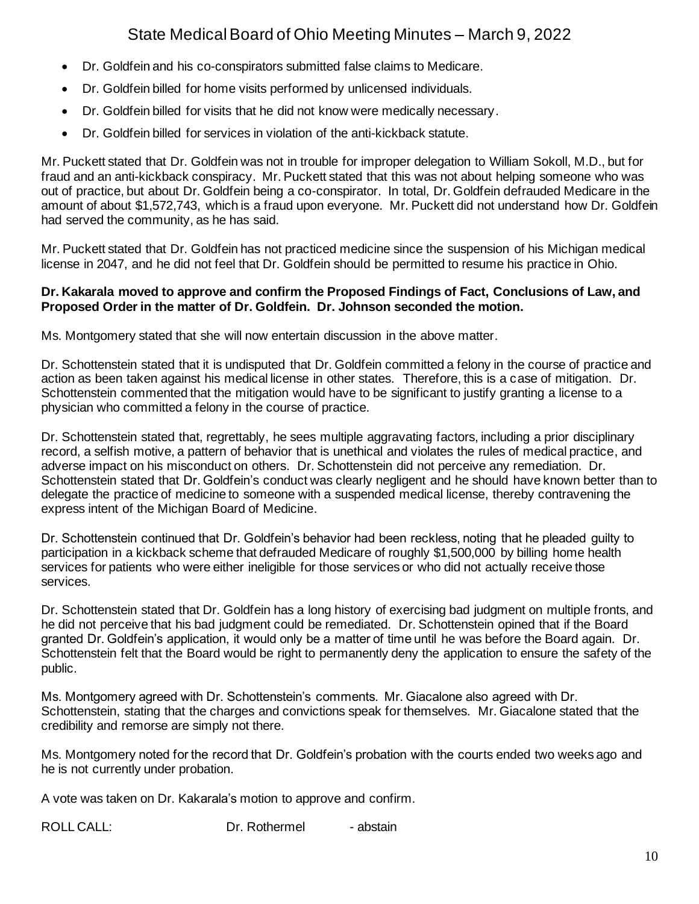- Dr. Goldfein and his co-conspirators submitted false claims to Medicare.
- Dr. Goldfein billed for home visits performed by unlicensed individuals.
- Dr. Goldfein billed for visits that he did not know were medically necessary.
- Dr. Goldfein billed for services in violation of the anti-kickback statute.

Mr. Puckett stated that Dr. Goldfein was not in trouble for improper delegation to William Sokoll, M.D., but for fraud and an anti-kickback conspiracy. Mr. Puckett stated that this was not about helping someone who was out of practice, but about Dr. Goldfein being a co-conspirator. In total, Dr. Goldfein defrauded Medicare in the amount of about $1,572,743, which is a fraud upon everyone. Mr. Puckett did not understand how Dr. Goldfein had served the community, as he has said.

Mr. Puckett stated that Dr. Goldfein has not practiced medicine since the suspension of his Michigan medical license in 2047, and he did not feel that Dr. Goldfein should be permitted to resume his practice in Ohio.

**Dr. Kakarala moved to approve and confirm the Proposed Findings of Fact, Conclusions of Law, and Proposed Order in the matter of Dr. Goldfein. Dr. Johnson seconded the motion.**

Ms. Montgomery stated that she will now entertain discussion in the above matter.

Dr. Schottenstein stated that it is undisputed that Dr. Goldfein committed a felony in the course of practice and action as been taken against his medical license in other states. Therefore, this is a case of mitigation. Dr. Schottenstein commented that the mitigation would have to be significant to justify granting a license to a physician who committed a felony in the course of practice.

Dr. Schottenstein stated that, regrettably, he sees multiple aggravating factors, including a prior disciplinary record, a selfish motive, a pattern of behavior that is unethical and violates the rules of medical practice, and adverse impact on his misconduct on others. Dr. Schottenstein did not perceive any remediation. Dr. Schottenstein stated that Dr. Goldfein's conduct was clearly negligent and he should have known better than to delegate the practice of medicine to someone with a suspended medical license, thereby contravening the express intent of the Michigan Board of Medicine.

Dr. Schottenstein continued that Dr. Goldfein's behavior had been reckless, noting that he pleaded guilty to participation in a kickback scheme that defrauded Medicare of roughly $1,500,000 by billing home health services for patients who were either ineligible for those services or who did not actually receive those services.

Dr. Schottenstein stated that Dr. Goldfein has a long history of exercising bad judgment on multiple fronts, and he did not perceive that his bad judgment could be remediated. Dr. Schottenstein opined that if the Board granted Dr. Goldfein's application, it would only be a matter of time until he was before the Board again. Dr. Schottenstein felt that the Board would be right to permanently deny the application to ensure the safety of the public.

Ms. Montgomery agreed with Dr. Schottenstein's comments. Mr. Giacalone also agreed with Dr. Schottenstein, stating that the charges and convictions speak for themselves. Mr. Giacalone stated that the credibility and remorse are simply not there.

Ms. Montgomery noted for the record that Dr. Goldfein's probation with the courts ended two weeks ago and he is not currently under probation.

A vote was taken on Dr. Kakarala's motion to approve and confirm.

| ROLL CALL: | Dr. Rothermel | - abstain |
| --- | --- | --- |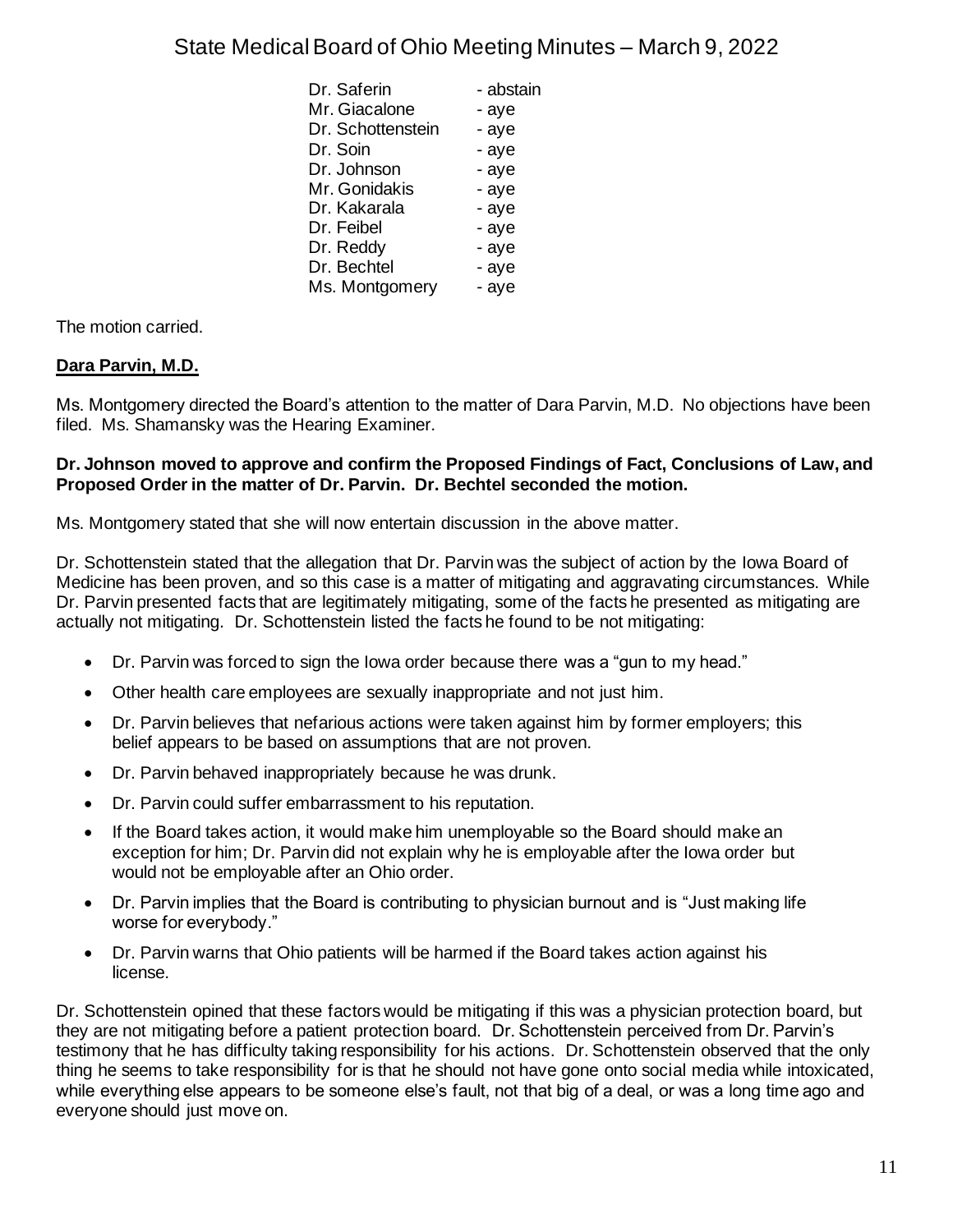| | |
|---|---|
| Dr. Saferin | - abstain |
| Mr. Giacalone | - aye |
| Dr. Schottenstein | - aye |
| Dr. Soin | - aye |
| Dr. Johnson | - aye |
| Mr. Gonidakis | - aye |
| Dr. Kakarala | - aye |
| Dr. Feibel | - aye |
| Dr. Reddy | - aye |
| Dr. Bechtel | - aye |
| Ms. Montgomery | - aye |

The motion carried.

**Dara Parvin, M.D.**

Ms. Montgomery directed the Board's attention to the matter of Dara Parvin, M.D. No objections have been filed. Ms. Shamansky was the Hearing Examiner.

**Dr. Johnson moved to approve and confirm the Proposed Findings of Fact, Conclusions of Law, and Proposed Order in the matter of Dr. Parvin. Dr. Bechtel seconded the motion.**

Ms. Montgomery stated that she will now entertain discussion in the above matter.

Dr. Schottenstein stated that the allegation that Dr. Parvin was the subject of action by the Iowa Board of Medicine has been proven, and so this case is a matter of mitigating and aggravating circumstances. While Dr. Parvin presented facts that are legitimately mitigating, some of the facts he presented as mitigating are actually not mitigating. Dr. Schottenstein listed the facts he found to be not mitigating:

- Dr. Parvin was forced to sign the Iowa order because there was a "gun to my head."
- Other health care employees are sexually inappropriate and not just him.
- Dr. Parvin believes that nefarious actions were taken against him by former employers; this belief appears to be based on assumptions that are not proven.
- Dr. Parvin behaved inappropriately because he was drunk.
- Dr. Parvin could suffer embarrassment to his reputation.
- If the Board takes action, it would make him unemployable so the Board should make an exception for him; Dr. Parvin did not explain why he is employable after the Iowa order but would not be employable after an Ohio order.
- Dr. Parvin implies that the Board is contributing to physician burnout and is "Just making life worse for everybody."
- Dr. Parvin warns that Ohio patients will be harmed if the Board takes action against his license.

Dr. Schottenstein opined that these factors would be mitigating if this was a physician protection board, but they are not mitigating before a patient protection board. Dr. Schottenstein perceived from Dr. Parvin's testimony that he has difficulty taking responsibility for his actions. Dr. Schottenstein observed that the only thing he seems to take responsibility for is that he should not have gone onto social media while intoxicated, while everything else appears to be someone else's fault, not that big of a deal, or was a long time ago and everyone should just move on.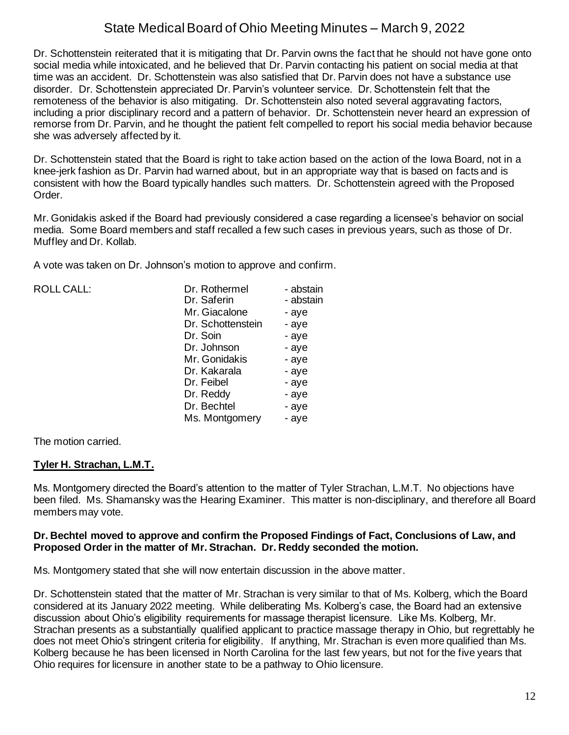Dr. Schottenstein reiterated that it is mitigating that Dr. Parvin owns the fact that he should not have gone onto social media while intoxicated, and he believed that Dr. Parvin contacting his patient on social media at that time was an accident. Dr. Schottenstein was also satisfied that Dr. Parvin does not have a substance use disorder. Dr. Schottenstein appreciated Dr. Parvin's volunteer service. Dr. Schottenstein felt that the remoteness of the behavior is also mitigating. Dr. Schottenstein also noted several aggravating factors, including a prior disciplinary record and a pattern of behavior. Dr. Schottenstein never heard an expression of remorse from Dr. Parvin, and he thought the patient felt compelled to report his social media behavior because she was adversely affected by it.

Dr. Schottenstein stated that the Board is right to take action based on the action of the Iowa Board, not in a knee-jerk fashion as Dr. Parvin had warned about, but in an appropriate way that is based on facts and is consistent with how the Board typically handles such matters. Dr. Schottenstein agreed with the Proposed Order.

Mr. Gonidakis asked if the Board had previously considered a case regarding a licensee's behavior on social media. Some Board members and staff recalled a few such cases in previous years, such as those of Dr. Muffley and Dr. Kollab.

A vote was taken on Dr. Johnson's motion to approve and confirm.

| ROLL CALL: | | |
|---|---|---|
| | Dr. Rothermel | - abstain |
| | Dr. Saferin | - abstain |
| | Mr. Giacalone | - aye |
| | Dr. Schottenstein | - aye |
| | Dr. Soin | - aye |
| | Dr. Johnson | - aye |
| | Mr. Gonidakis | - aye |
| | Dr. Kakarala | - aye |
| | Dr. Feibel | - aye |
| | Dr. Reddy | - aye |
| | Dr. Bechtel | - aye |
| | Ms. Montgomery | - aye |

The motion carried.

## **Tyler H. Strachan, L.M.T.**

Ms. Montgomery directed the Board's attention to the matter of Tyler Strachan, L.M.T. No objections have been filed. Ms. Shamansky was the Hearing Examiner. This matter is non-disciplinary, and therefore all Board members may vote.

**Dr. Bechtel moved to approve and confirm the Proposed Findings of Fact, Conclusions of Law, and Proposed Order in the matter of Mr. Strachan. Dr. Reddy seconded the motion.**

Ms. Montgomery stated that she will now entertain discussion in the above matter.

Dr. Schottenstein stated that the matter of Mr. Strachan is very similar to that of Ms. Kolberg, which the Board considered at its January 2022 meeting. While deliberating Ms. Kolberg's case, the Board had an extensive discussion about Ohio's eligibility requirements for massage therapist licensure. Like Ms. Kolberg, Mr. Strachan presents as a substantially qualified applicant to practice massage therapy in Ohio, but regrettably he does not meet Ohio's stringent criteria for eligibility. If anything, Mr. Strachan is even more qualified than Ms. Kolberg because he has been licensed in North Carolina for the last few years, but not for the five years that Ohio requires for licensure in another state to be a pathway to Ohio licensure.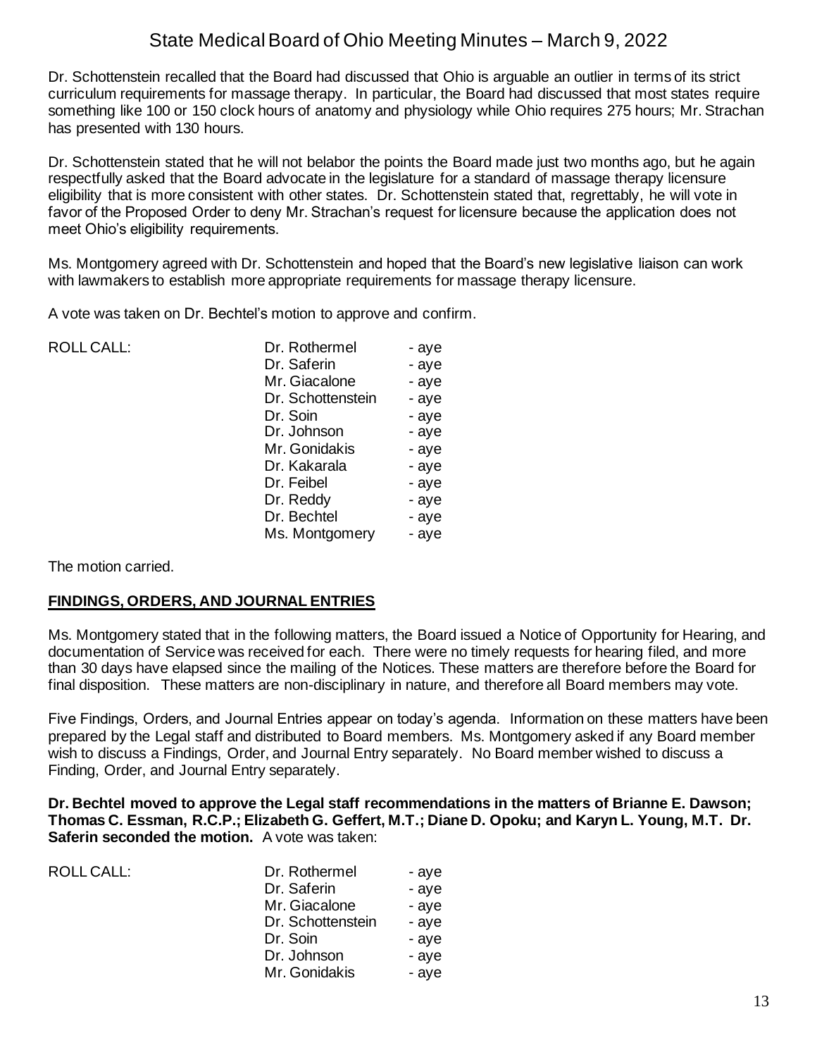Dr. Schottenstein recalled that the Board had discussed that Ohio is arguable an outlier in terms of its strict curriculum requirements for massage therapy. In particular, the Board had discussed that most states require something like 100 or 150 clock hours of anatomy and physiology while Ohio requires 275 hours; Mr. Strachan has presented with 130 hours.

Dr. Schottenstein stated that he will not belabor the points the Board made just two months ago, but he again respectfully asked that the Board advocate in the legislature for a standard of massage therapy licensure eligibility that is more consistent with other states. Dr. Schottenstein stated that, regrettably, he will vote in favor of the Proposed Order to deny Mr. Strachan's request for licensure because the application does not meet Ohio's eligibility requirements.

Ms. Montgomery agreed with Dr. Schottenstein and hoped that the Board's new legislative liaison can work with lawmakers to establish more appropriate requirements for massage therapy licensure.

A vote was taken on Dr. Bechtel's motion to approve and confirm.

| ROLL CALL: | Dr. Rothermel | - aye |
|---|---|---|
| | Dr. Saferin | - aye |
| | Mr. Giacalone | - aye |
| | Dr. Schottenstein | - aye |
| | Dr. Soin | - aye |
| | Dr. Johnson | - aye |
| | Mr. Gonidakis | - aye |
| | Dr. Kakarala | - aye |
| | Dr. Feibel | - aye |
| | Dr. Reddy | - aye |
| | Dr. Bechtel | - aye |
| | Ms. Montgomery | - aye |

The motion carried.

## FINDINGS, ORDERS, AND JOURNAL ENTRIES

Ms. Montgomery stated that in the following matters, the Board issued a Notice of Opportunity for Hearing, and documentation of Service was received for each. There were no timely requests for hearing filed, and more than 30 days have elapsed since the mailing of the Notices. These matters are therefore before the Board for final disposition. These matters are non-disciplinary in nature, and therefore all Board members may vote.

Five Findings, Orders, and Journal Entries appear on today's agenda. Information on these matters have been prepared by the Legal staff and distributed to Board members. Ms. Montgomery asked if any Board member wish to discuss a Findings, Order, and Journal Entry separately. No Board member wished to discuss a Finding, Order, and Journal Entry separately.

**Dr. Bechtel moved to approve the Legal staff recommendations in the matters of Brianne E. Dawson; Thomas C. Essman, R.C.P.; Elizabeth G. Geffert, M.T.; Diane D. Opoku; and Karyn L. Young, M.T. Dr. Saferin seconded the motion.** A vote was taken:

| ROLL CALL: | Dr. Rothermel | - aye |
|---|---|---|
| | Dr. Saferin | - aye |
| | Mr. Giacalone | - aye |
| | Dr. Schottenstein | - aye |
| | Dr. Soin | - aye |
| | Dr. Johnson | - aye |
| | Mr. Gonidakis | - aye |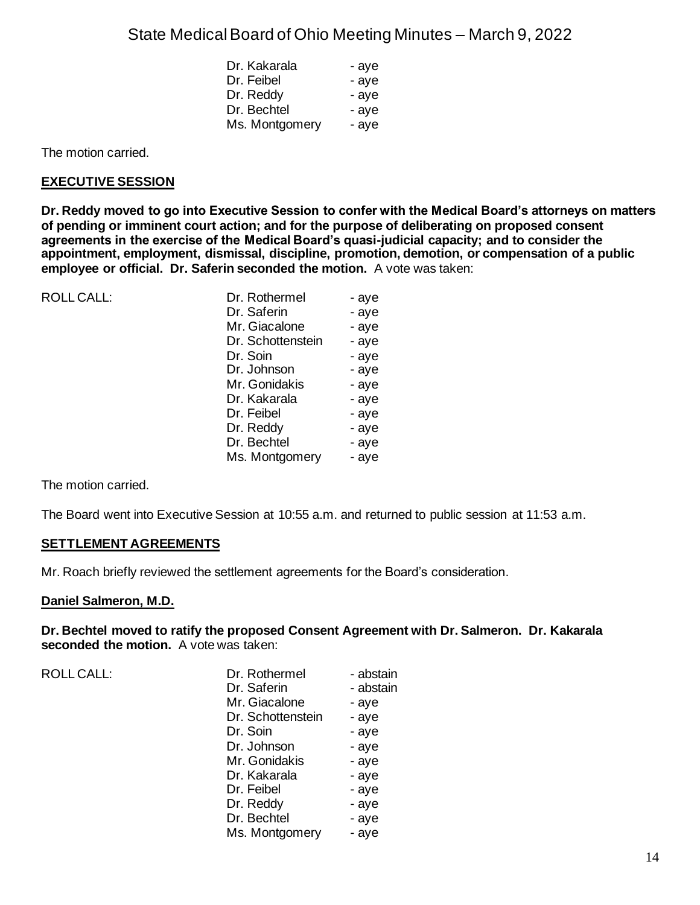| | |
|---|---|
| Dr. Kakarala | - aye |
| Dr. Feibel | - aye |
| Dr. Reddy | - aye |
| Dr. Bechtel | - aye |
| Ms. Montgomery | - aye |

The motion carried.

## EXECUTIVE SESSION

**Dr. Reddy moved to go into Executive Session to confer with the Medical Board's attorneys on matters of pending or imminent court action; and for the purpose of deliberating on proposed consent agreements in the exercise of the Medical Board's quasi-judicial capacity; and to consider the appointment, employment, dismissal, discipline, promotion, demotion, or compensation of a public employee or official. Dr. Saferin seconded the motion.** A vote was taken:

| ROLL CALL: | | |
|---|---|---|
| | Dr. Rothermel | - aye |
| | Dr. Saferin | - aye |
| | Mr. Giacalone | - aye |
| | Dr. Schottenstein | - aye |
| | Dr. Soin | - aye |
| | Dr. Johnson | - aye |
| | Mr. Gonidakis | - aye |
| | Dr. Kakarala | - aye |
| | Dr. Feibel | - aye |
| | Dr. Reddy | - aye |
| | Dr. Bechtel | - aye |
| | Ms. Montgomery | - aye |

The motion carried.

The Board went into Executive Session at 10:55 a.m. and returned to public session at 11:53 a.m.

## SETTLEMENT AGREEMENTS

Mr. Roach briefly reviewed the settlement agreements for the Board's consideration.

### Daniel Salmeron, M.D.

**Dr. Bechtel moved to ratify the proposed Consent Agreement with Dr. Salmeron. Dr. Kakarala seconded the motion.** A vote was taken:

| ROLL CALL: | | |
|---|---|---|
| | Dr. Rothermel | - abstain |
| | Dr. Saferin | - abstain |
| | Mr. Giacalone | - aye |
| | Dr. Schottenstein | - aye |
| | Dr. Soin | - aye |
| | Dr. Johnson | - aye |
| | Mr. Gonidakis | - aye |
| | Dr. Kakarala | - aye |
| | Dr. Feibel | - aye |
| | Dr. Reddy | - aye |
| | Dr. Bechtel | - aye |
| | Ms. Montgomery | - aye |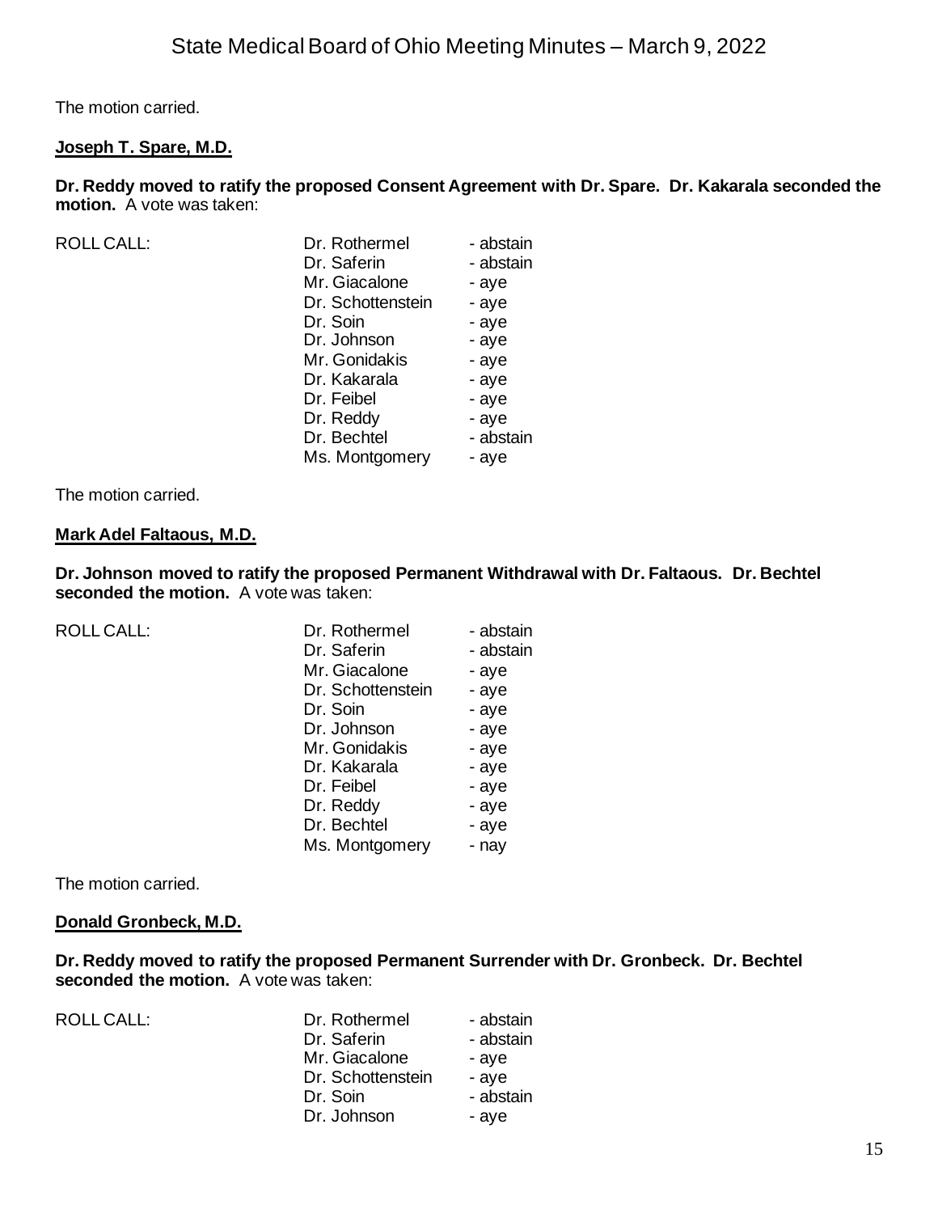The motion carried.

**Joseph T. Spare, M.D.**

**Dr. Reddy moved to ratify the proposed Consent Agreement with Dr. Spare. Dr. Kakarala seconded the motion.** A vote was taken:

| ROLL CALL: | | |
|---|---|---|
| | Dr. Rothermel | - abstain |
| | Dr. Saferin | - abstain |
| | Mr. Giacalone | - aye |
| | Dr. Schottenstein | - aye |
| | Dr. Soin | - aye |
| | Dr. Johnson | - aye |
| | Mr. Gonidakis | - aye |
| | Dr. Kakarala | - aye |
| | Dr. Feibel | - aye |
| | Dr. Reddy | - aye |
| | Dr. Bechtel | - abstain |
| | Ms. Montgomery | - aye |

The motion carried.

**Mark Adel Faltaous, M.D.**

**Dr. Johnson moved to ratify the proposed Permanent Withdrawal with Dr. Faltaous. Dr. Bechtel seconded the motion.** A vote was taken:

| ROLL CALL: | | |
|---|---|---|
| | Dr. Rothermel | - abstain |
| | Dr. Saferin | - abstain |
| | Mr. Giacalone | - aye |
| | Dr. Schottenstein | - aye |
| | Dr. Soin | - aye |
| | Dr. Johnson | - aye |
| | Mr. Gonidakis | - aye |
| | Dr. Kakarala | - aye |
| | Dr. Feibel | - aye |
| | Dr. Reddy | - aye |
| | Dr. Bechtel | - aye |
| | Ms. Montgomery | - nay |

The motion carried.

**Donald Gronbeck, M.D.**

**Dr. Reddy moved to ratify the proposed Permanent Surrender with Dr. Gronbeck. Dr. Bechtel seconded the motion.** A vote was taken:

| ROLL CALL: | | |
|---|---|---|
| | Dr. Rothermel | - abstain |
| | Dr. Saferin | - abstain |
| | Mr. Giacalone | - aye |
| | Dr. Schottenstein | - aye |
| | Dr. Soin | - abstain |
| | Dr. Johnson | - aye |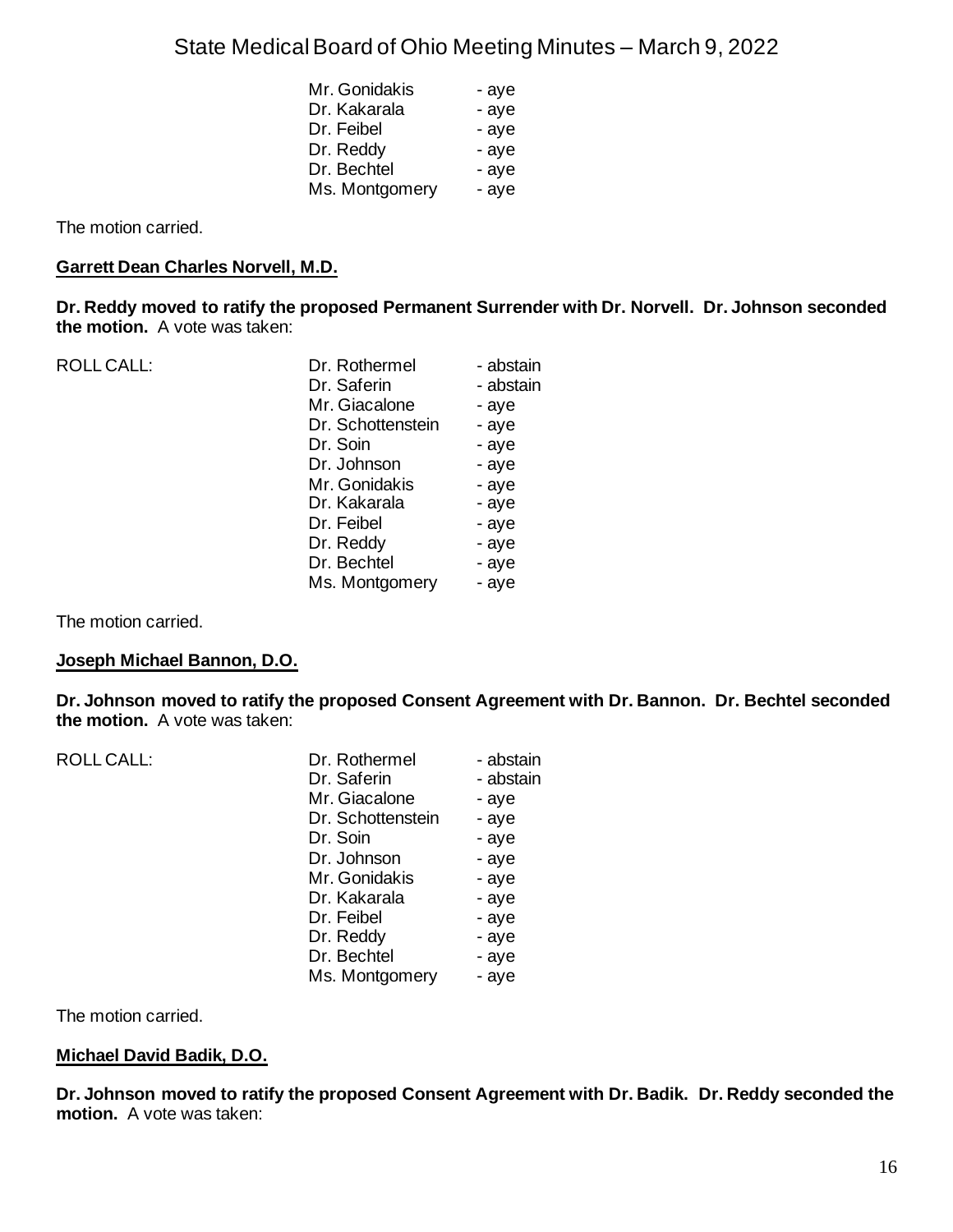| | | |
|---|---|---|
| | Mr. Gonidakis | - aye |
| | Dr. Kakarala | - aye |
| | Dr. Feibel | - aye |
| | Dr. Reddy | - aye |
| | Dr. Bechtel | - aye |
| | Ms. Montgomery | - aye |

The motion carried.

**Garrett Dean Charles Norvell, M.D.**

**Dr. Reddy moved to ratify the proposed Permanent Surrender with Dr. Norvell. Dr. Johnson seconded the motion.** A vote was taken:

| | | |
|---|---|---|
| ROLL CALL: | Dr. Rothermel | - abstain |
| | Dr. Saferin | - abstain |
| | Mr. Giacalone | - aye |
| | Dr. Schottenstein | - aye |
| | Dr. Soin | - aye |
| | Dr. Johnson | - aye |
| | Mr. Gonidakis | - aye |
| | Dr. Kakarala | - aye |
| | Dr. Feibel | - aye |
| | Dr. Reddy | - aye |
| | Dr. Bechtel | - aye |
| | Ms. Montgomery | - aye |

The motion carried.

**Joseph Michael Bannon, D.O.**

**Dr. Johnson moved to ratify the proposed Consent Agreement with Dr. Bannon. Dr. Bechtel seconded the motion.** A vote was taken:

| | | |
|---|---|---|
| ROLL CALL: | Dr. Rothermel | - abstain |
| | Dr. Saferin | - abstain |
| | Mr. Giacalone | - aye |
| | Dr. Schottenstein | - aye |
| | Dr. Soin | - aye |
| | Dr. Johnson | - aye |
| | Mr. Gonidakis | - aye |
| | Dr. Kakarala | - aye |
| | Dr. Feibel | - aye |
| | Dr. Reddy | - aye |
| | Dr. Bechtel | - aye |
| | Ms. Montgomery | - aye |

The motion carried.

**Michael David Badik, D.O.**

**Dr. Johnson moved to ratify the proposed Consent Agreement with Dr. Badik. Dr. Reddy seconded the motion.** A vote was taken: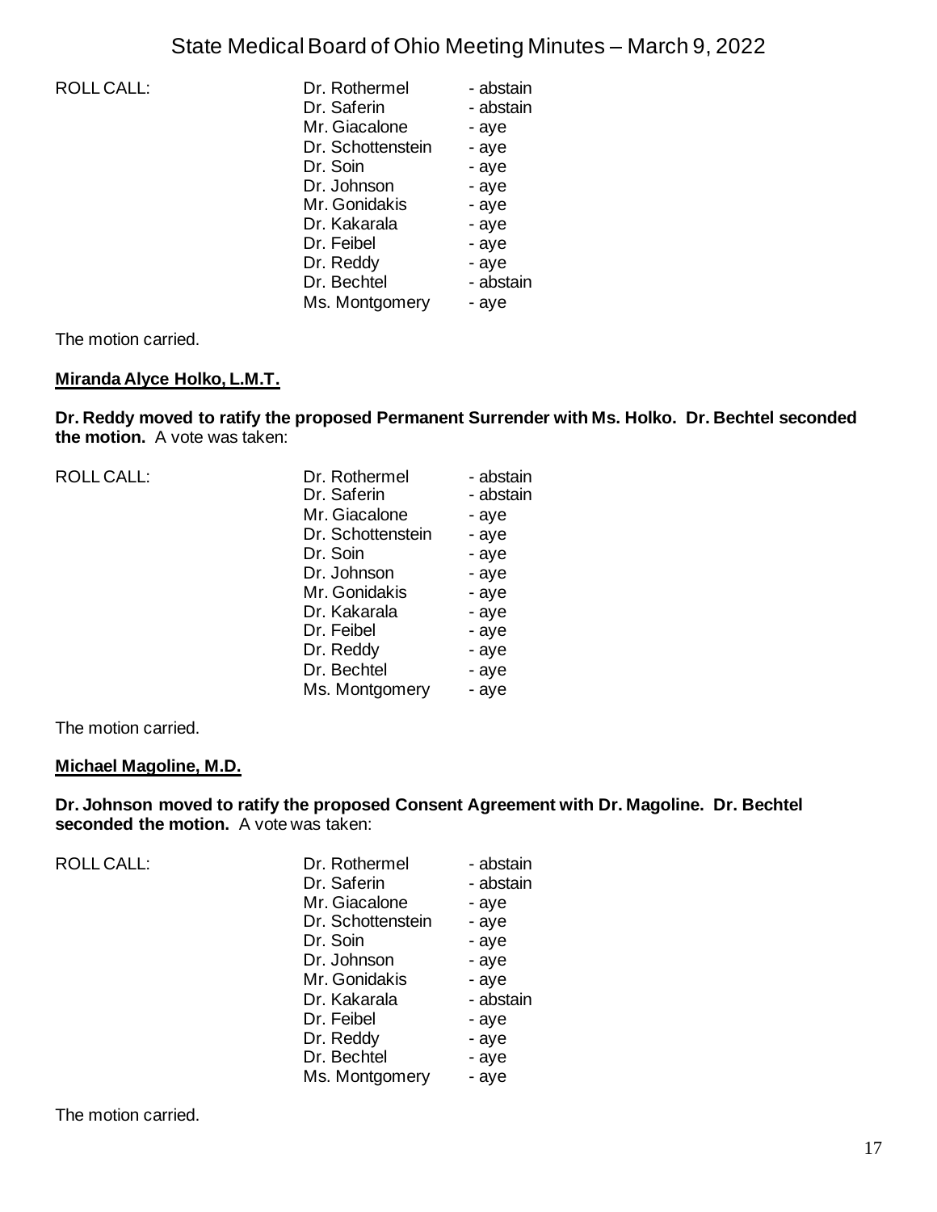ROLL CALL:

| | |
|---|---|
| Dr. Rothermel | - abstain |
| Dr. Saferin | - abstain |
| Mr. Giacalone | - aye |
| Dr. Schottenstein | - aye |
| Dr. Soin | - aye |
| Dr. Johnson | - aye |
| Mr. Gonidakis | - aye |
| Dr. Kakarala | - aye |
| Dr. Feibel | - aye |
| Dr. Reddy | - aye |
| Dr. Bechtel | - abstain |
| Ms. Montgomery | - aye |

The motion carried.

**Miranda Alyce Holko, L.M.T.**

**Dr. Reddy moved to ratify the proposed Permanent Surrender with Ms. Holko. Dr. Bechtel seconded the motion.** A vote was taken:

ROLL CALL:

| | |
|---|---|
| Dr. Rothermel | - abstain |
| Dr. Saferin | - abstain |
| Mr. Giacalone | - aye |
| Dr. Schottenstein | - aye |
| Dr. Soin | - aye |
| Dr. Johnson | - aye |
| Mr. Gonidakis | - aye |
| Dr. Kakarala | - aye |
| Dr. Feibel | - aye |
| Dr. Reddy | - aye |
| Dr. Bechtel | - aye |
| Ms. Montgomery | - aye |

The motion carried.

**Michael Magoline, M.D.**

**Dr. Johnson moved to ratify the proposed Consent Agreement with Dr. Magoline. Dr. Bechtel seconded the motion.** A vote was taken:

ROLL CALL:

| | |
|---|---|
| Dr. Rothermel | - abstain |
| Dr. Saferin | - abstain |
| Mr. Giacalone | - aye |
| Dr. Schottenstein | - aye |
| Dr. Soin | - aye |
| Dr. Johnson | - aye |
| Mr. Gonidakis | - aye |
| Dr. Kakarala | - abstain |
| Dr. Feibel | - aye |
| Dr. Reddy | - aye |
| Dr. Bechtel | - aye |
| Ms. Montgomery | - aye |

The motion carried.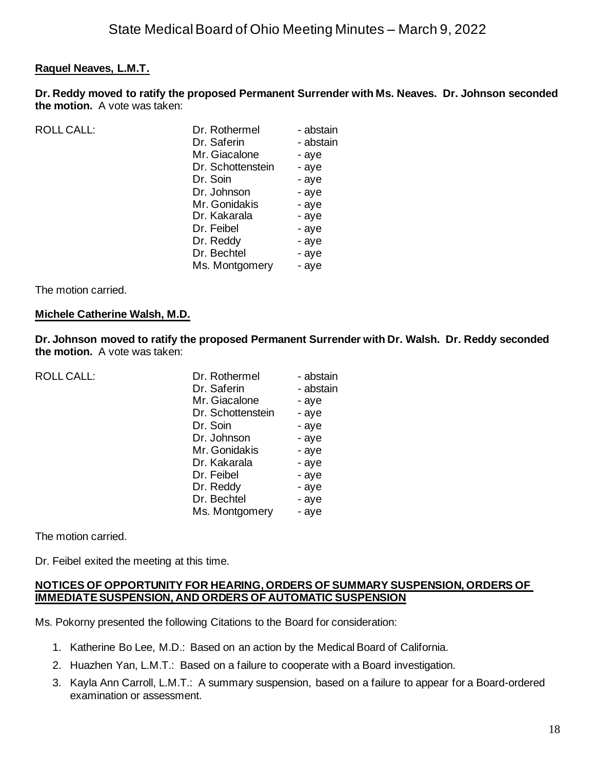**Raquel Neaves, L.M.T.**

**Dr. Reddy moved to ratify the proposed Permanent Surrender with Ms. Neaves. Dr. Johnson seconded the motion.** A vote was taken:

| ROLL CALL: | Dr. Rothermel | - abstain |
|---|---|---|
| | Dr. Saferin | - abstain |
| | Mr. Giacalone | - aye |
| | Dr. Schottenstein | - aye |
| | Dr. Soin | - aye |
| | Dr. Johnson | - aye |
| | Mr. Gonidakis | - aye |
| | Dr. Kakarala | - aye |
| | Dr. Feibel | - aye |
| | Dr. Reddy | - aye |
| | Dr. Bechtel | - aye |
| | Ms. Montgomery | - aye |

The motion carried.

**Michele Catherine Walsh, M.D.**

**Dr. Johnson moved to ratify the proposed Permanent Surrender with Dr. Walsh. Dr. Reddy seconded the motion.** A vote was taken:

| ROLL CALL: | Dr. Rothermel | - abstain |
|---|---|---|
| | Dr. Saferin | - abstain |
| | Mr. Giacalone | - aye |
| | Dr. Schottenstein | - aye |
| | Dr. Soin | - aye |
| | Dr. Johnson | - aye |
| | Mr. Gonidakis | - aye |
| | Dr. Kakarala | - aye |
| | Dr. Feibel | - aye |
| | Dr. Reddy | - aye |
| | Dr. Bechtel | - aye |
| | Ms. Montgomery | - aye |

The motion carried.

Dr. Feibel exited the meeting at this time.

**NOTICES OF OPPORTUNITY FOR HEARING, ORDERS OF SUMMARY SUSPENSION, ORDERS OF IMMEDIATE SUSPENSION, AND ORDERS OF AUTOMATIC SUSPENSION**

Ms. Pokorny presented the following Citations to the Board for consideration:

1. Katherine Bo Lee, M.D.: Based on an action by the Medical Board of California.
2. Huazhen Yan, L.M.T.: Based on a failure to cooperate with a Board investigation.
3. Kayla Ann Carroll, L.M.T.: A summary suspension, based on a failure to appear for a Board-ordered examination or assessment.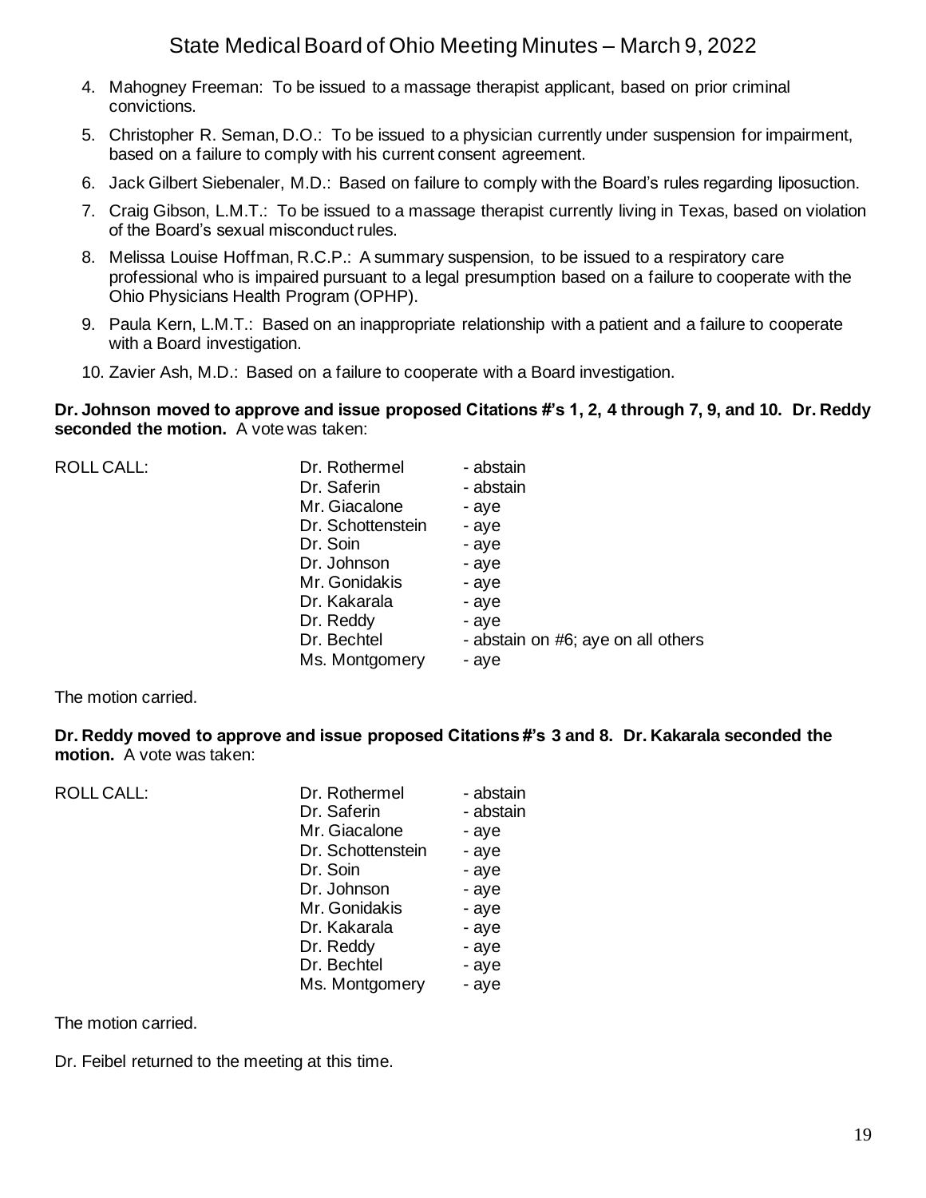4. Mahogney Freeman: To be issued to a massage therapist applicant, based on prior criminal convictions.
5. Christopher R. Seman, D.O.: To be issued to a physician currently under suspension for impairment, based on a failure to comply with his current consent agreement.
6. Jack Gilbert Siebenaler, M.D.: Based on failure to comply with the Board's rules regarding liposuction.
7. Craig Gibson, L.M.T.: To be issued to a massage therapist currently living in Texas, based on violation of the Board's sexual misconduct rules.
8. Melissa Louise Hoffman, R.C.P.: A summary suspension, to be issued to a respiratory care professional who is impaired pursuant to a legal presumption based on a failure to cooperate with the Ohio Physicians Health Program (OPHP).
9. Paula Kern, L.M.T.: Based on an inappropriate relationship with a patient and a failure to cooperate with a Board investigation.
10. Zavier Ash, M.D.: Based on a failure to cooperate with a Board investigation.

**Dr. Johnson moved to approve and issue proposed Citations #'s 1, 2, 4 through 7, 9, and 10. Dr. Reddy seconded the motion.** A vote was taken:

| ROLL CALL: | Dr. Rothermel | - abstain |
|---|---|---|
| | Dr. Saferin | - abstain |
| | Mr. Giacalone | - aye |
| | Dr. Schottenstein | - aye |
| | Dr. Soin | - aye |
| | Dr. Johnson | - aye |
| | Mr. Gonidakis | - aye |
| | Dr. Kakarala | - aye |
| | Dr. Reddy | - aye |
| | Dr. Bechtel | - abstain on #6; aye on all others |
| | Ms. Montgomery | - aye |

The motion carried.

**Dr. Reddy moved to approve and issue proposed Citations #'s 3 and 8. Dr. Kakarala seconded the motion.** A vote was taken:

| ROLL CALL: | Dr. Rothermel | - abstain |
|---|---|---|
| | Dr. Saferin | - abstain |
| | Mr. Giacalone | - aye |
| | Dr. Schottenstein | - aye |
| | Dr. Soin | - aye |
| | Dr. Johnson | - aye |
| | Mr. Gonidakis | - aye |
| | Dr. Kakarala | - aye |
| | Dr. Reddy | - aye |
| | Dr. Bechtel | - aye |
| | Ms. Montgomery | - aye |

The motion carried.

Dr. Feibel returned to the meeting at this time.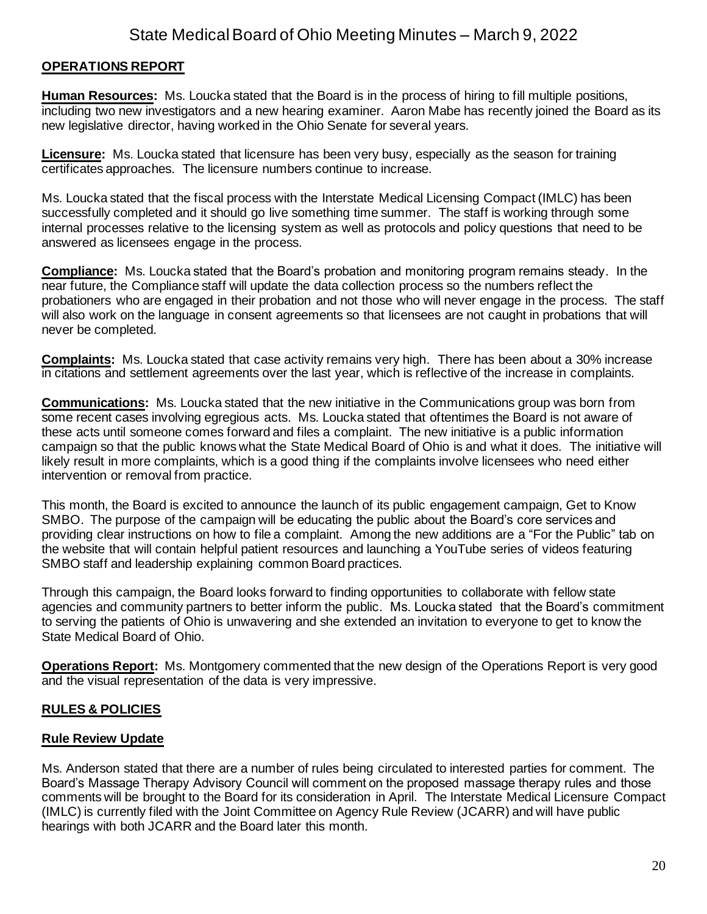## OPERATIONS REPORT

**Human Resources:** Ms. Loucka stated that the Board is in the process of hiring to fill multiple positions, including two new investigators and a new hearing examiner. Aaron Mabe has recently joined the Board as its new legislative director, having worked in the Ohio Senate for several years.

**Licensure:** Ms. Loucka stated that licensure has been very busy, especially as the season for training certificates approaches. The licensure numbers continue to increase.

Ms. Loucka stated that the fiscal process with the Interstate Medical Licensing Compact (IMLC) has been successfully completed and it should go live something time summer. The staff is working through some internal processes relative to the licensing system as well as protocols and policy questions that need to be answered as licensees engage in the process.

**Compliance:** Ms. Loucka stated that the Board's probation and monitoring program remains steady. In the near future, the Compliance staff will update the data collection process so the numbers reflect the probationers who are engaged in their probation and not those who will never engage in the process. The staff will also work on the language in consent agreements so that licensees are not caught in probations that will never be completed.

**Complaints:** Ms. Loucka stated that case activity remains very high. There has been about a 30% increase in citations and settlement agreements over the last year, which is reflective of the increase in complaints.

**Communications:** Ms. Loucka stated that the new initiative in the Communications group was born from some recent cases involving egregious acts. Ms. Loucka stated that oftentimes the Board is not aware of these acts until someone comes forward and files a complaint. The new initiative is a public information campaign so that the public knows what the State Medical Board of Ohio is and what it does. The initiative will likely result in more complaints, which is a good thing if the complaints involve licensees who need either intervention or removal from practice.

This month, the Board is excited to announce the launch of its public engagement campaign, Get to Know SMBO. The purpose of the campaign will be educating the public about the Board's core services and providing clear instructions on how to file a complaint. Among the new additions are a "For the Public" tab on the website that will contain helpful patient resources and launching a YouTube series of videos featuring SMBO staff and leadership explaining common Board practices.

Through this campaign, the Board looks forward to finding opportunities to collaborate with fellow state agencies and community partners to better inform the public. Ms. Loucka stated that the Board's commitment to serving the patients of Ohio is unwavering and she extended an invitation to everyone to get to know the State Medical Board of Ohio.

**Operations Report:** Ms. Montgomery commented that the new design of the Operations Report is very good and the visual representation of the data is very impressive.

## RULES & POLICIES

### Rule Review Update

Ms. Anderson stated that there are a number of rules being circulated to interested parties for comment. The Board's Massage Therapy Advisory Council will comment on the proposed massage therapy rules and those comments will be brought to the Board for its consideration in April. The Interstate Medical Licensure Compact (IMLC) is currently filed with the Joint Committee on Agency Rule Review (JCARR) and will have public hearings with both JCARR and the Board later this month.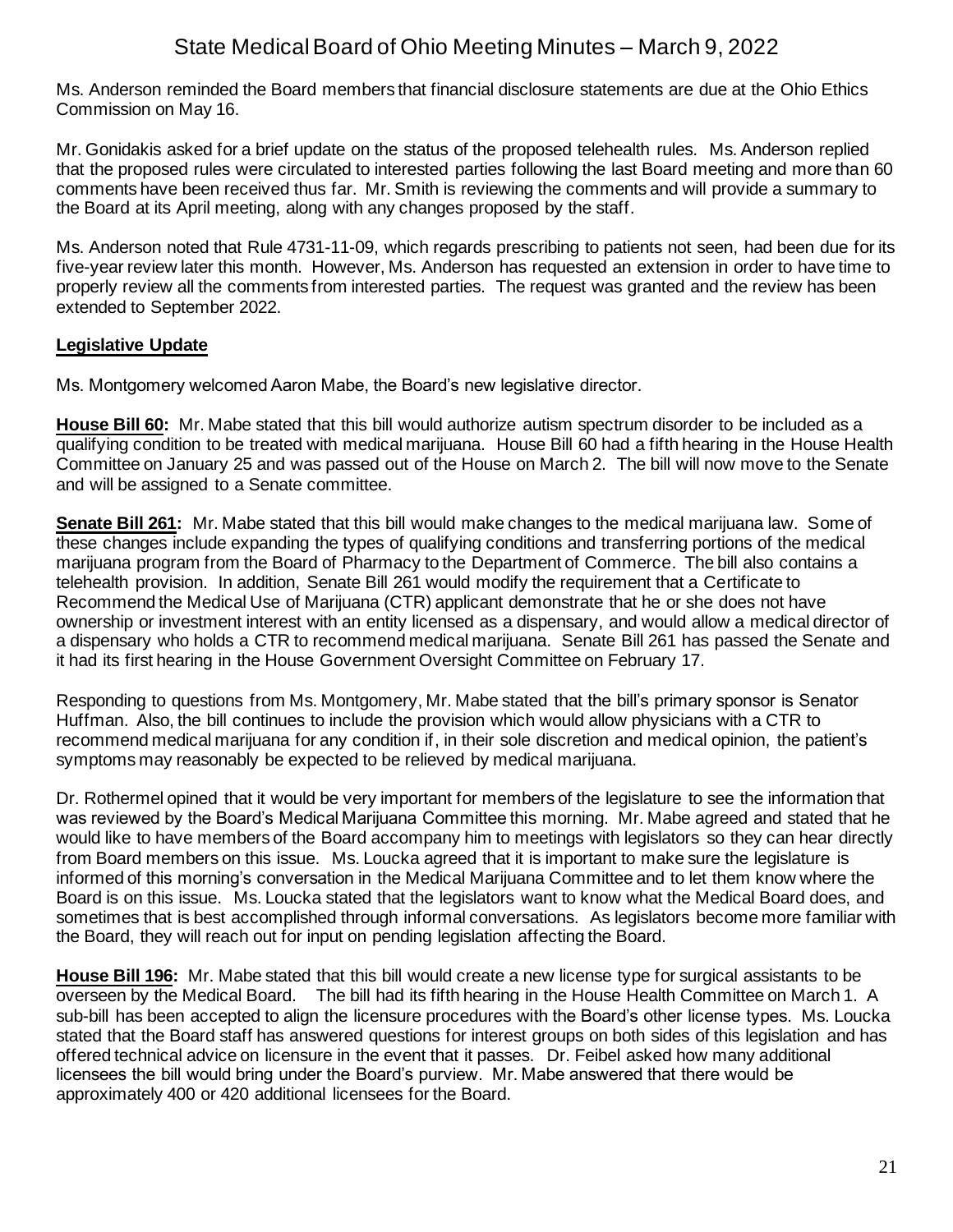Ms. Anderson reminded the Board members that financial disclosure statements are due at the Ohio Ethics Commission on May 16.

Mr. Gonidakis asked for a brief update on the status of the proposed telehealth rules. Ms. Anderson replied that the proposed rules were circulated to interested parties following the last Board meeting and more than 60 comments have been received thus far. Mr. Smith is reviewing the comments and will provide a summary to the Board at its April meeting, along with any changes proposed by the staff.

Ms. Anderson noted that Rule 4731-11-09, which regards prescribing to patients not seen, had been due for its five-year review later this month. However, Ms. Anderson has requested an extension in order to have time to properly review all the comments from interested parties. The request was granted and the review has been extended to September 2022.

## Legislative Update

Ms. Montgomery welcomed Aaron Mabe, the Board's new legislative director.

**House Bill 60:** Mr. Mabe stated that this bill would authorize autism spectrum disorder to be included as a qualifying condition to be treated with medical marijuana. House Bill 60 had a fifth hearing in the House Health Committee on January 25 and was passed out of the House on March 2. The bill will now move to the Senate and will be assigned to a Senate committee.

**Senate Bill 261:** Mr. Mabe stated that this bill would make changes to the medical marijuana law. Some of these changes include expanding the types of qualifying conditions and transferring portions of the medical marijuana program from the Board of Pharmacy to the Department of Commerce. The bill also contains a telehealth provision. In addition, Senate Bill 261 would modify the requirement that a Certificate to Recommend the Medical Use of Marijuana (CTR) applicant demonstrate that he or she does not have ownership or investment interest with an entity licensed as a dispensary, and would allow a medical director of a dispensary who holds a CTR to recommend medical marijuana. Senate Bill 261 has passed the Senate and it had its first hearing in the House Government Oversight Committee on February 17.

Responding to questions from Ms. Montgomery, Mr. Mabe stated that the bill's primary sponsor is Senator Huffman. Also, the bill continues to include the provision which would allow physicians with a CTR to recommend medical marijuana for any condition if, in their sole discretion and medical opinion, the patient's symptoms may reasonably be expected to be relieved by medical marijuana.

Dr. Rothermel opined that it would be very important for members of the legislature to see the information that was reviewed by the Board's Medical Marijuana Committee this morning. Mr. Mabe agreed and stated that he would like to have members of the Board accompany him to meetings with legislators so they can hear directly from Board members on this issue. Ms. Loucka agreed that it is important to make sure the legislature is informed of this morning's conversation in the Medical Marijuana Committee and to let them know where the Board is on this issue. Ms. Loucka stated that the legislators want to know what the Medical Board does, and sometimes that is best accomplished through informal conversations. As legislators become more familiar with the Board, they will reach out for input on pending legislation affecting the Board.

**House Bill 196:** Mr. Mabe stated that this bill would create a new license type for surgical assistants to be overseen by the Medical Board. The bill had its fifth hearing in the House Health Committee on March 1. A sub-bill has been accepted to align the licensure procedures with the Board's other license types. Ms. Loucka stated that the Board staff has answered questions for interest groups on both sides of this legislation and has offered technical advice on licensure in the event that it passes. Dr. Feibel asked how many additional licensees the bill would bring under the Board's purview. Mr. Mabe answered that there would be approximately 400 or 420 additional licensees for the Board.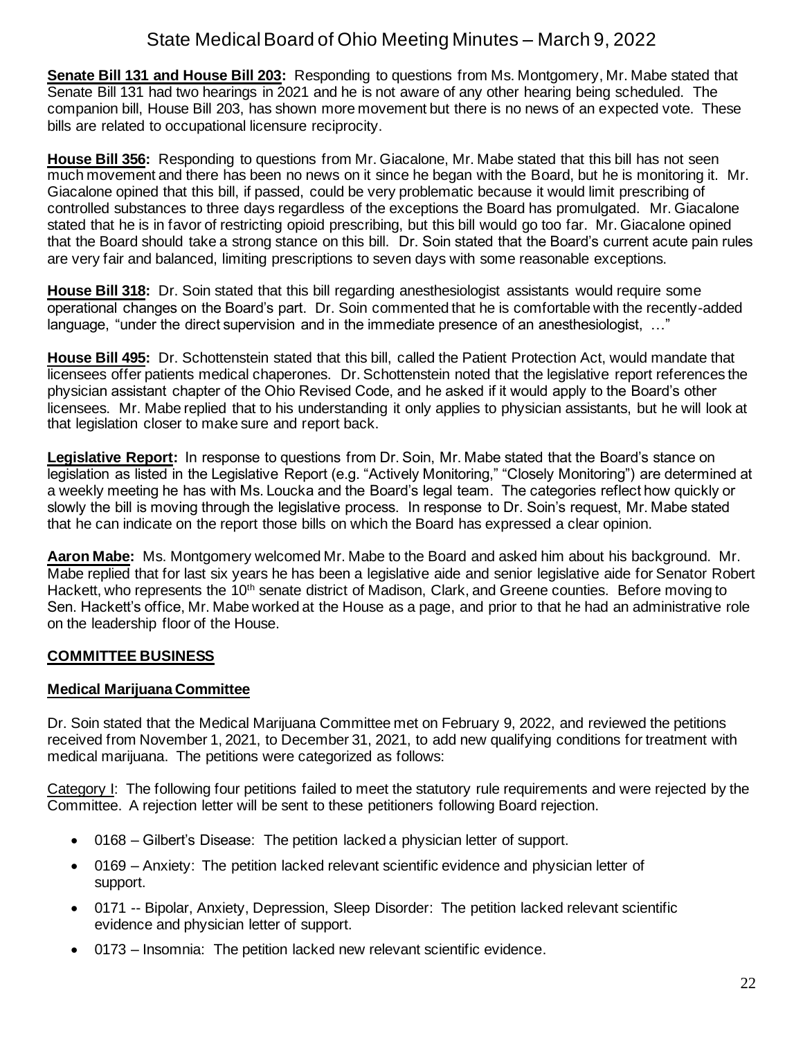**Senate Bill 131 and House Bill 203:** Responding to questions from Ms. Montgomery, Mr. Mabe stated that Senate Bill 131 had two hearings in 2021 and he is not aware of any other hearing being scheduled. The companion bill, House Bill 203, has shown more movement but there is no news of an expected vote. These bills are related to occupational licensure reciprocity.

**House Bill 356:** Responding to questions from Mr. Giacalone, Mr. Mabe stated that this bill has not seen much movement and there has been no news on it since he began with the Board, but he is monitoring it. Mr. Giacalone opined that this bill, if passed, could be very problematic because it would limit prescribing of controlled substances to three days regardless of the exceptions the Board has promulgated. Mr. Giacalone stated that he is in favor of restricting opioid prescribing, but this bill would go too far. Mr. Giacalone opined that the Board should take a strong stance on this bill. Dr. Soin stated that the Board's current acute pain rules are very fair and balanced, limiting prescriptions to seven days with some reasonable exceptions.

**House Bill 318:** Dr. Soin stated that this bill regarding anesthesiologist assistants would require some operational changes on the Board's part. Dr. Soin commented that he is comfortable with the recently-added language, "under the direct supervision and in the immediate presence of an anesthesiologist, …"

**House Bill 495:** Dr. Schottenstein stated that this bill, called the Patient Protection Act, would mandate that licensees offer patients medical chaperones. Dr. Schottenstein noted that the legislative report references the physician assistant chapter of the Ohio Revised Code, and he asked if it would apply to the Board's other licensees. Mr. Mabe replied that to his understanding it only applies to physician assistants, but he will look at that legislation closer to make sure and report back.

**Legislative Report:** In response to questions from Dr. Soin, Mr. Mabe stated that the Board's stance on legislation as listed in the Legislative Report (e.g. "Actively Monitoring," "Closely Monitoring") are determined at a weekly meeting he has with Ms. Loucka and the Board's legal team. The categories reflect how quickly or slowly the bill is moving through the legislative process. In response to Dr. Soin's request, Mr. Mabe stated that he can indicate on the report those bills on which the Board has expressed a clear opinion.

**Aaron Mabe:** Ms. Montgomery welcomed Mr. Mabe to the Board and asked him about his background. Mr. Mabe replied that for last six years he has been a legislative aide and senior legislative aide for Senator Robert Hackett, who represents the 10th senate district of Madison, Clark, and Greene counties. Before moving to Sen. Hackett's office, Mr. Mabe worked at the House as a page, and prior to that he had an administrative role on the leadership floor of the House.

## COMMITTEE BUSINESS

### Medical Marijuana Committee

Dr. Soin stated that the Medical Marijuana Committee met on February 9, 2022, and reviewed the petitions received from November 1, 2021, to December 31, 2021, to add new qualifying conditions for treatment with medical marijuana. The petitions were categorized as follows:

Category I: The following four petitions failed to meet the statutory rule requirements and were rejected by the Committee. A rejection letter will be sent to these petitioners following Board rejection.

- 0168 – Gilbert's Disease: The petition lacked a physician letter of support.
- 0169 – Anxiety: The petition lacked relevant scientific evidence and physician letter of support.
- 0171 -- Bipolar, Anxiety, Depression, Sleep Disorder: The petition lacked relevant scientific evidence and physician letter of support.
- 0173 – Insomnia: The petition lacked new relevant scientific evidence.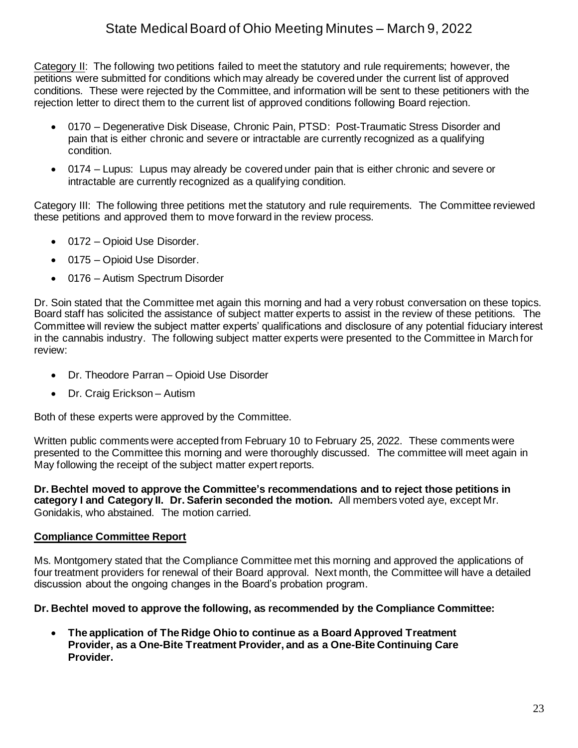Category II: The following two petitions failed to meet the statutory and rule requirements; however, the petitions were submitted for conditions which may already be covered under the current list of approved conditions. These were rejected by the Committee, and information will be sent to these petitioners with the rejection letter to direct them to the current list of approved conditions following Board rejection.

- 0170 – Degenerative Disk Disease, Chronic Pain, PTSD: Post-Traumatic Stress Disorder and pain that is either chronic and severe or intractable are currently recognized as a qualifying condition.
- 0174 – Lupus: Lupus may already be covered under pain that is either chronic and severe or intractable are currently recognized as a qualifying condition.

Category III: The following three petitions met the statutory and rule requirements. The Committee reviewed these petitions and approved them to move forward in the review process.

- 0172 – Opioid Use Disorder.
- 0175 – Opioid Use Disorder.
- 0176 – Autism Spectrum Disorder

Dr. Soin stated that the Committee met again this morning and had a very robust conversation on these topics. Board staff has solicited the assistance of subject matter experts to assist in the review of these petitions. The Committee will review the subject matter experts' qualifications and disclosure of any potential fiduciary interest in the cannabis industry. The following subject matter experts were presented to the Committee in March for review:

- Dr. Theodore Parran – Opioid Use Disorder
- Dr. Craig Erickson – Autism

Both of these experts were approved by the Committee.

Written public comments were accepted from February 10 to February 25, 2022. These comments were presented to the Committee this morning and were thoroughly discussed. The committee will meet again in May following the receipt of the subject matter expert reports.

**Dr. Bechtel moved to approve the Committee's recommendations and to reject those petitions in category I and Category II. Dr. Saferin seconded the motion.** All members voted aye, except Mr. Gonidakis, who abstained. The motion carried.

## Compliance Committee Report

Ms. Montgomery stated that the Compliance Committee met this morning and approved the applications of four treatment providers for renewal of their Board approval. Next month, the Committee will have a detailed discussion about the ongoing changes in the Board's probation program.

**Dr. Bechtel moved to approve the following, as recommended by the Compliance Committee:**

- **The application of The Ridge Ohio to continue as a Board Approved Treatment Provider, as a One-Bite Treatment Provider, and as a One-Bite Continuing Care Provider.**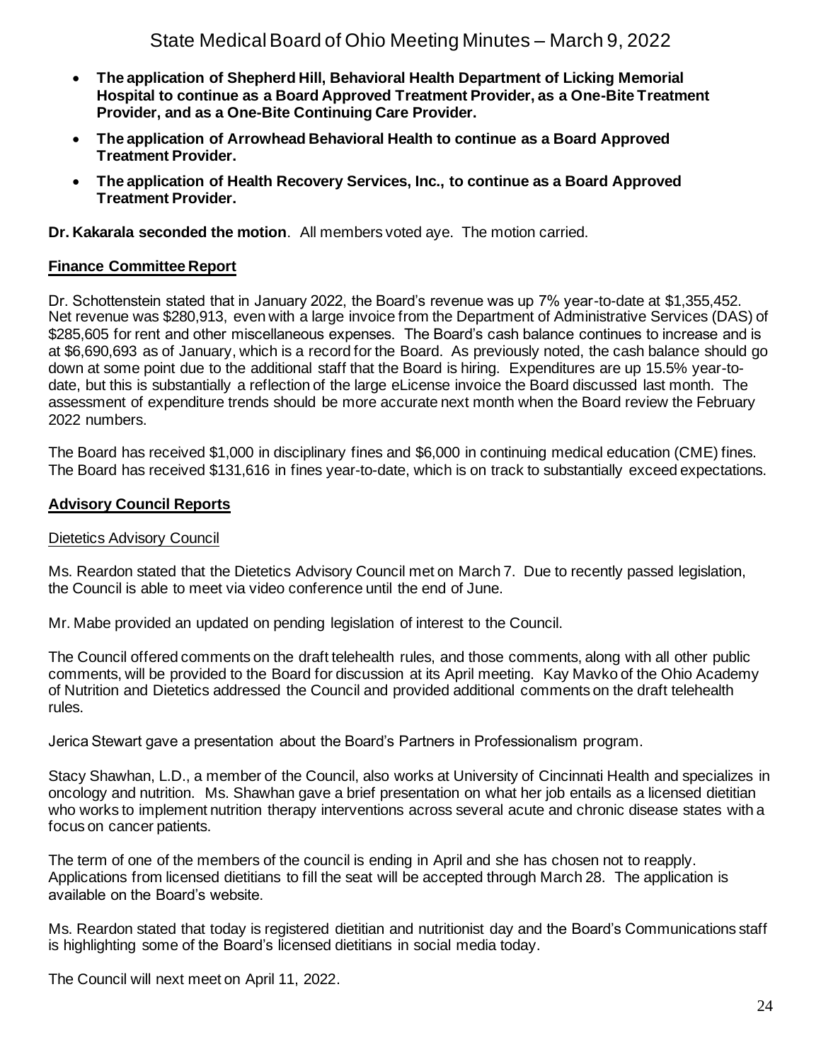- **The application of Shepherd Hill, Behavioral Health Department of Licking Memorial Hospital to continue as a Board Approved Treatment Provider, as a One-Bite Treatment Provider, and as a One-Bite Continuing Care Provider.**
- **The application of Arrowhead Behavioral Health to continue as a Board Approved Treatment Provider.**
- **The application of Health Recovery Services, Inc., to continue as a Board Approved Treatment Provider.**

**Dr. Kakarala seconded the motion**. All members voted aye. The motion carried.

## Finance Committee Report

Dr. Schottenstein stated that in January 2022, the Board's revenue was up 7% year-to-date at $1,355,452. Net revenue was $280,913, even with a large invoice from the Department of Administrative Services (DAS) of $285,605 for rent and other miscellaneous expenses. The Board's cash balance continues to increase and is at $6,690,693 as of January, which is a record for the Board. As previously noted, the cash balance should go down at some point due to the additional staff that the Board is hiring. Expenditures are up 15.5% year-to-date, but this is substantially a reflection of the large eLicense invoice the Board discussed last month. The assessment of expenditure trends should be more accurate next month when the Board review the February 2022 numbers.

The Board has received $1,000 in disciplinary fines and $6,000 in continuing medical education (CME) fines. The Board has received $131,616 in fines year-to-date, which is on track to substantially exceed expectations.

## Advisory Council Reports

### Dietetics Advisory Council

Ms. Reardon stated that the Dietetics Advisory Council met on March 7. Due to recently passed legislation, the Council is able to meet via video conference until the end of June.

Mr. Mabe provided an updated on pending legislation of interest to the Council.

The Council offered comments on the draft telehealth rules, and those comments, along with all other public comments, will be provided to the Board for discussion at its April meeting. Kay Mavko of the Ohio Academy of Nutrition and Dietetics addressed the Council and provided additional comments on the draft telehealth rules.

Jerica Stewart gave a presentation about the Board's Partners in Professionalism program.

Stacy Shawhan, L.D., a member of the Council, also works at University of Cincinnati Health and specializes in oncology and nutrition. Ms. Shawhan gave a brief presentation on what her job entails as a licensed dietitian who works to implement nutrition therapy interventions across several acute and chronic disease states with a focus on cancer patients.

The term of one of the members of the council is ending in April and she has chosen not to reapply. Applications from licensed dietitians to fill the seat will be accepted through March 28. The application is available on the Board's website.

Ms. Reardon stated that today is registered dietitian and nutritionist day and the Board's Communications staff is highlighting some of the Board's licensed dietitians in social media today.

The Council will next meet on April 11, 2022.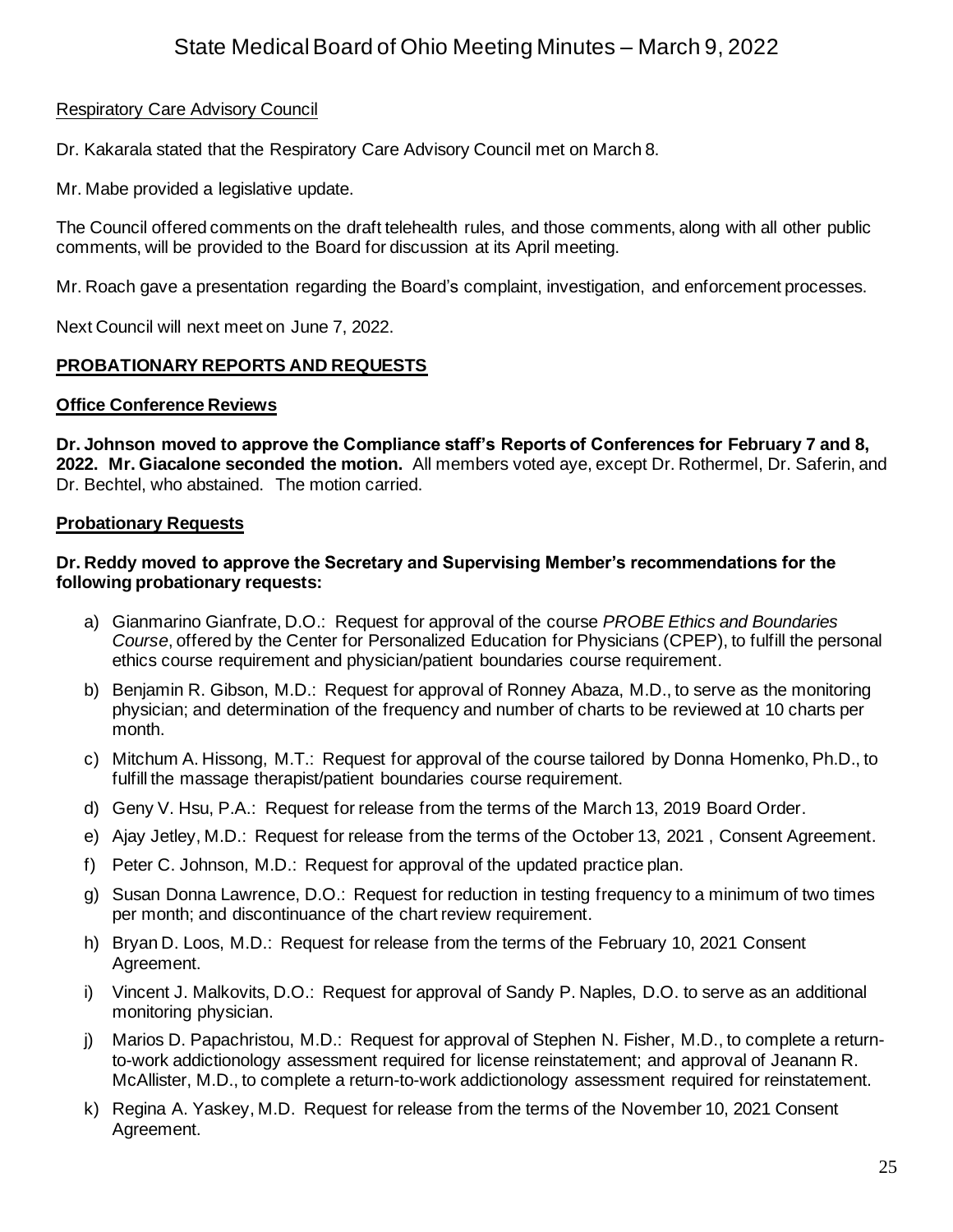Respiratory Care Advisory Council

Dr. Kakarala stated that the Respiratory Care Advisory Council met on March 8.

Mr. Mabe provided a legislative update.

The Council offered comments on the draft telehealth rules, and those comments, along with all other public comments, will be provided to the Board for discussion at its April meeting.

Mr. Roach gave a presentation regarding the Board's complaint, investigation, and enforcement processes.

Next Council will next meet on June 7, 2022.

## PROBATIONARY REPORTS AND REQUESTS

### Office Conference Reviews

**Dr. Johnson moved to approve the Compliance staff's Reports of Conferences for February 7 and 8, 2022. Mr. Giacalone seconded the motion.** All members voted aye, except Dr. Rothermel, Dr. Saferin, and Dr. Bechtel, who abstained. The motion carried.

### Probationary Requests

**Dr. Reddy moved to approve the Secretary and Supervising Member's recommendations for the following probationary requests:**

a) Gianmarino Gianfrate, D.O.: Request for approval of the course *PROBE Ethics and Boundaries Course*, offered by the Center for Personalized Education for Physicians (CPEP), to fulfill the personal ethics course requirement and physician/patient boundaries course requirement.

b) Benjamin R. Gibson, M.D.: Request for approval of Ronney Abaza, M.D., to serve as the monitoring physician; and determination of the frequency and number of charts to be reviewed at 10 charts per month.

c) Mitchum A. Hissong, M.T.: Request for approval of the course tailored by Donna Homenko, Ph.D., to fulfill the massage therapist/patient boundaries course requirement.

d) Geny V. Hsu, P.A.: Request for release from the terms of the March 13, 2019 Board Order.

e) Ajay Jetley, M.D.: Request for release from the terms of the October 13, 2021 , Consent Agreement.

f) Peter C. Johnson, M.D.: Request for approval of the updated practice plan.

g) Susan Donna Lawrence, D.O.: Request for reduction in testing frequency to a minimum of two times per month; and discontinuance of the chart review requirement.

h) Bryan D. Loos, M.D.: Request for release from the terms of the February 10, 2021 Consent Agreement.

i) Vincent J. Malkovits, D.O.: Request for approval of Sandy P. Naples, D.O. to serve as an additional monitoring physician.

j) Marios D. Papachristou, M.D.: Request for approval of Stephen N. Fisher, M.D., to complete a return-to-work addictionology assessment required for license reinstatement; and approval of Jeanann R. McAllister, M.D., to complete a return-to-work addictionology assessment required for reinstatement.

k) Regina A. Yaskey, M.D. Request for release from the terms of the November 10, 2021 Consent Agreement.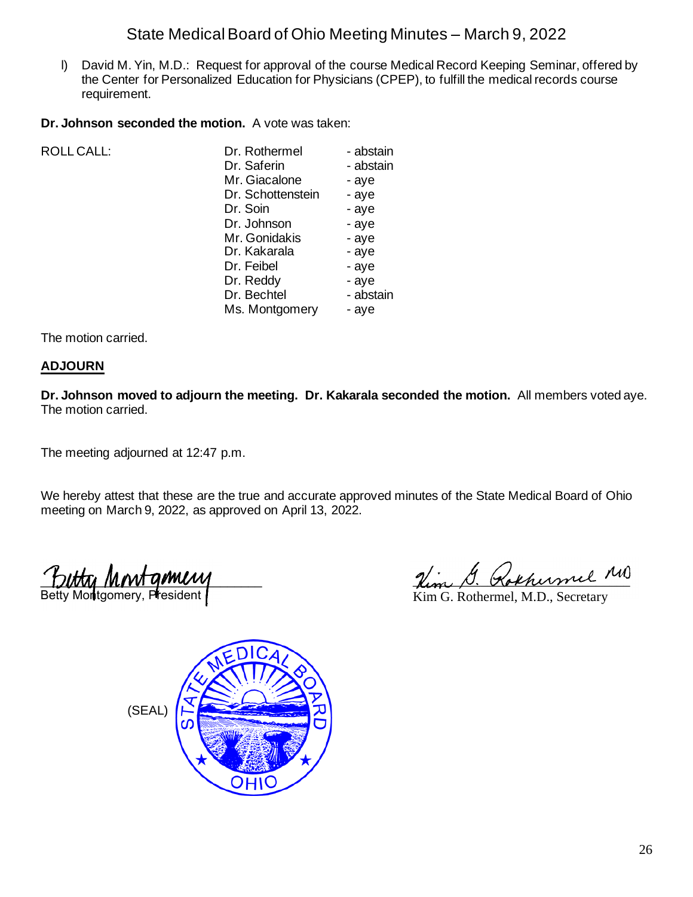l) David M. Yin, M.D.: Request for approval of the course Medical Record Keeping Seminar, offered by the Center for Personalized Education for Physicians (CPEP), to fulfill the medical records course requirement.

**Dr. Johnson seconded the motion.** A vote was taken:

| | | |
|---|---|---|
| ROLL CALL: | Dr. Rothermel | - abstain |
| | Dr. Saferin | - abstain |
| | Mr. Giacalone | - aye |
| | Dr. Schottenstein | - aye |
| | Dr. Soin | - aye |
| | Dr. Johnson | - aye |
| | Mr. Gonidakis | - aye |
| | Dr. Kakarala | - aye |
| | Dr. Feibel | - aye |
| | Dr. Reddy | - aye |
| | Dr. Bechtel | - abstain |
| | Ms. Montgomery | - aye |

The motion carried.

## ADJOURN

**Dr. Johnson moved to adjourn the meeting. Dr. Kakarala seconded the motion.** All members voted aye. The motion carried.

The meeting adjourned at 12:47 p.m.

We hereby attest that these are the true and accurate approved minutes of the State Medical Board of Ohio meeting on March 9, 2022, as approved on April 13, 2022.

Betty Montgomery, President

Kim G. Rothermel, M.D., Secretary

(SEAL)